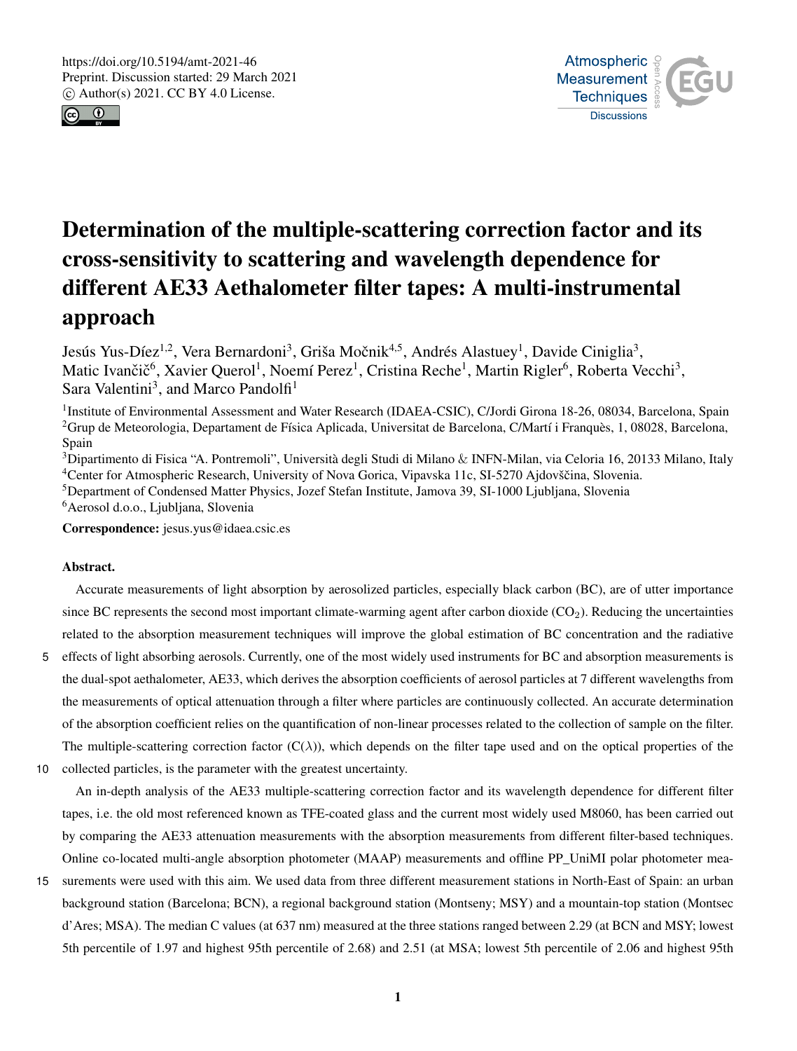# Determination of the multiple-scattering correction factor and its cross-sensitivity to scattering and wavelength dependence for different AE33 Aethalometer filter tapes: A multi-instrumental approach

Jesús Yus-Díez[1,2], Vera Bernardoni[3], Griša Močnik[4,5], Andrés Alastuey[1], Davide Ciniglia[3], Matic Ivančič[6], Xavier Querol[1], Noemí Perez[1], Cristina Reche[1], Martin Rigler[6], Roberta Vecchi[3], Sara Valentini[3], and Marco Pandolfi[1]

[1]Institute of Environmental Assessment and Water Research (IDAEA-CSIC), C/Jordi Girona 18-26, 08034, Barcelona, Spain
[2]Grup de Meteorologia, Departament de Física Aplicada, Universitat de Barcelona, C/Martí i Franquès, 1, 08028, Barcelona, Spain
[3]Dipartimento di Fisica "A. Pontremoli", Università degli Studi di Milano & INFN-Milan, via Celoria 16, 20133 Milano, Italy
[4]Center for Atmospheric Research, University of Nova Gorica, Vipavska 11c, SI-5270 Ajdovščina, Slovenia.
[5]Department of Condensed Matter Physics, Jozef Stefan Institute, Jamova 39, SI-1000 Ljubljana, Slovenia
[6]Aerosol d.o.o., Ljubljana, Slovenia

**Correspondence:** jesus.yus@idaea.csic.es

**Abstract.**

Accurate measurements of light absorption by aerosolized particles, especially black carbon (BC), are of utter importance since BC represents the second most important climate-warming agent after carbon dioxide ($CO_2$). Reducing the uncertainties related to the absorption measurement techniques will improve the global estimation of BC concentration and the radiative effects of light absorbing aerosols. Currently, one of the most widely used instruments for BC and absorption measurements is the dual-spot aethalometer, AE33, which derives the absorption coefficients of aerosol particles at 7 different wavelengths from the measurements of optical attenuation through a filter where particles are continuously collected. An accurate determination of the absorption coefficient relies on the quantification of non-linear processes related to the collection of sample on the filter. The multiple-scattering correction factor ($C(\lambda)$), which depends on the filter tape used and on the optical properties of the collected particles, is the parameter with the greatest uncertainty.

An in-depth analysis of the AE33 multiple-scattering correction factor and its wavelength dependence for different filter tapes, i.e. the old most referenced known as TFE-coated glass and the current most widely used M8060, has been carried out by comparing the AE33 attenuation measurements with the absorption measurements from different filter-based techniques. Online co-located multi-angle absorption photometer (MAAP) measurements and offline PP_UniMI polar photometer measurements were used with this aim. We used data from three different measurement stations in North-East of Spain: an urban background station (Barcelona; BCN), a regional background station (Montseny; MSY) and a mountain-top station (Montsec d'Ares; MSA). The median C values (at 637 nm) measured at the three stations ranged between 2.29 (at BCN and MSY; lowest 5th percentile of 1.97 and highest 95th percentile of 2.68) and 2.51 (at MSA; lowest 5th percentile of 2.06 and highest 95th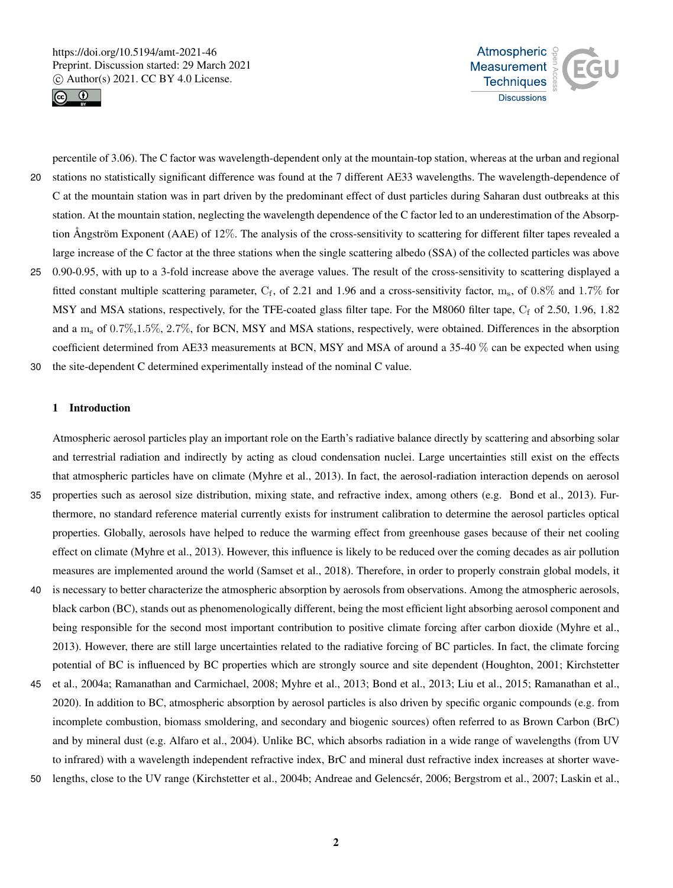percentile of 3.06). The C factor was wavelength-dependent only at the mountain-top station, whereas at the urban and regional stations no statistically significant difference was found at the 7 different AE33 wavelengths. The wavelength-dependence of C at the mountain station was in part driven by the predominant effect of dust particles during Saharan dust outbreaks at this station. At the mountain station, neglecting the wavelength dependence of the C factor led to an underestimation of the Absorption Ångström Exponent (AAE) of 12%. The analysis of the cross-sensitivity to scattering for different filter tapes revealed a large increase of the C factor at the three stations when the single scattering albedo (SSA) of the collected particles was above 0.90-0.95, with up to a 3-fold increase above the average values. The result of the cross-sensitivity to scattering displayed a fitted constant multiple scattering parameter, $C_f$, of 2.21 and 1.96 and a cross-sensitivity factor, $m_s$, of 0.8% and 1.7% for MSY and MSA stations, respectively, for the TFE-coated glass filter tape. For the M8060 filter tape, $C_f$ of 2.50, 1.96, 1.82 and a $m_s$ of 0.7%,1.5%, 2.7%, for BCN, MSY and MSA stations, respectively, were obtained. Differences in the absorption coefficient determined from AE33 measurements at BCN, MSY and MSA of around a 35-40 % can be expected when using the site-dependent C determined experimentally instead of the nominal C value.

## 1 Introduction

Atmospheric aerosol particles play an important role on the Earth's radiative balance directly by scattering and absorbing solar and terrestrial radiation and indirectly by acting as cloud condensation nuclei. Large uncertainties still exist on the effects that atmospheric particles have on climate (Myhre et al., 2013). In fact, the aerosol-radiation interaction depends on aerosol properties such as aerosol size distribution, mixing state, and refractive index, among others (e.g. Bond et al., 2013). Furthermore, no standard reference material currently exists for instrument calibration to determine the aerosol particles optical properties. Globally, aerosols have helped to reduce the warming effect from greenhouse gases because of their net cooling effect on climate (Myhre et al., 2013). However, this influence is likely to be reduced over the coming decades as air pollution measures are implemented around the world (Samset et al., 2018). Therefore, in order to properly constrain global models, it is necessary to better characterize the atmospheric absorption by aerosols from observations. Among the atmospheric aerosols, black carbon (BC), stands out as phenomenologically different, being the most efficient light absorbing aerosol component and being responsible for the second most important contribution to positive climate forcing after carbon dioxide (Myhre et al., 2013). However, there are still large uncertainties related to the radiative forcing of BC particles. In fact, the climate forcing potential of BC is influenced by BC properties which are strongly source and site dependent (Houghton, 2001; Kirchstetter et al., 2004a; Ramanathan and Carmichael, 2008; Myhre et al., 2013; Bond et al., 2013; Liu et al., 2015; Ramanathan et al., 2020). In addition to BC, atmospheric absorption by aerosol particles is also driven by specific organic compounds (e.g. from incomplete combustion, biomass smoldering, and secondary and biogenic sources) often referred to as Brown Carbon (BrC) and by mineral dust (e.g. Alfaro et al., 2004). Unlike BC, which absorbs radiation in a wide range of wavelengths (from UV to infrared) with a wavelength independent refractive index, BrC and mineral dust refractive index increases at shorter wavelengths, close to the UV range (Kirchstetter et al., 2004b; Andreae and Gelencsér, 2006; Bergstrom et al., 2007; Laskin et al.,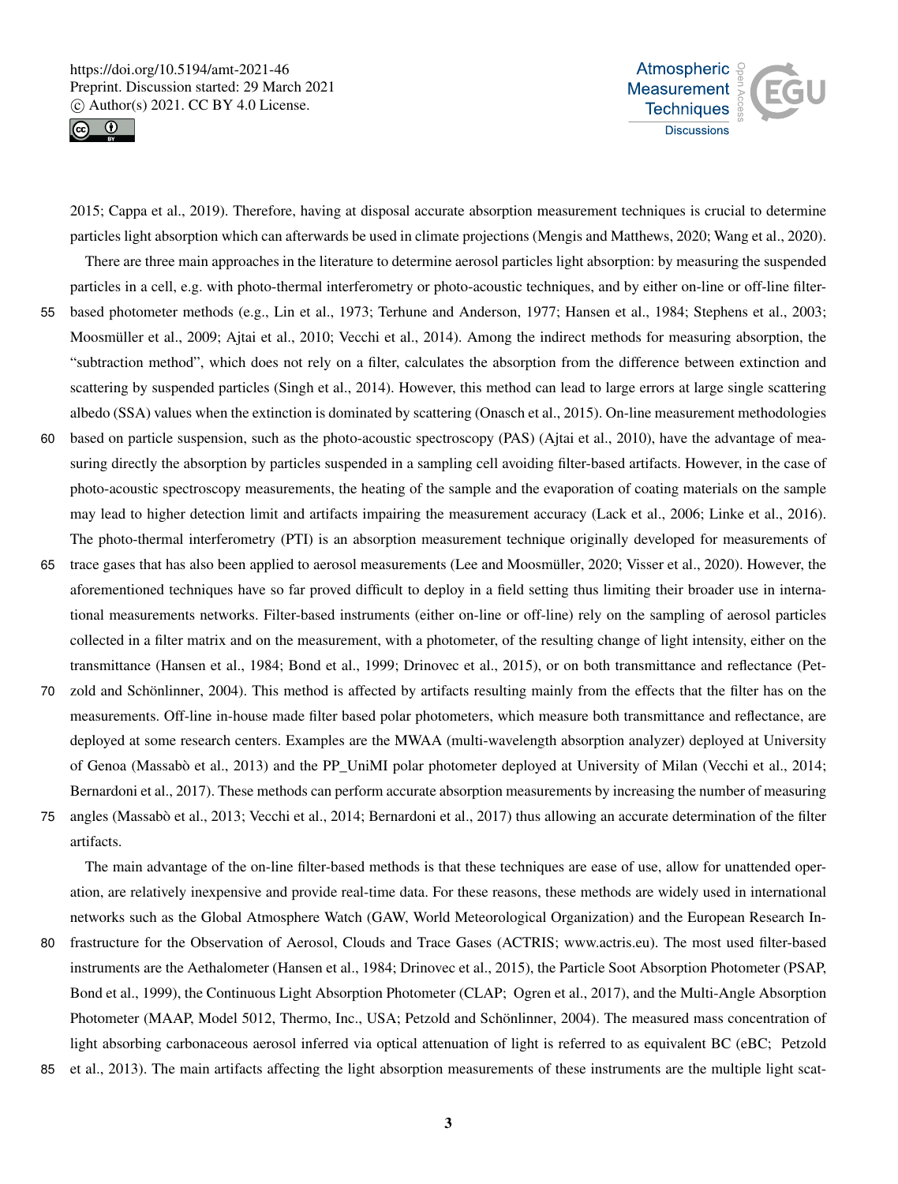2015; Cappa et al., 2019). Therefore, having at disposal accurate absorption measurement techniques is crucial to determine particles light absorption which can afterwards be used in climate projections (Mengis and Matthews, 2020; Wang et al., 2020).

There are three main approaches in the literature to determine aerosol particles light absorption: by measuring the suspended particles in a cell, e.g. with photo-thermal interferometry or photo-acoustic techniques, and by either on-line or off-line filter-based photometer methods (e.g., Lin et al., 1973; Terhune and Anderson, 1977; Hansen et al., 1984; Stephens et al., 2003; Moosmüller et al., 2009; Ajtai et al., 2010; Vecchi et al., 2014). Among the indirect methods for measuring absorption, the "subtraction method", which does not rely on a filter, calculates the absorption from the difference between extinction and scattering by suspended particles (Singh et al., 2014). However, this method can lead to large errors at large single scattering albedo (SSA) values when the extinction is dominated by scattering (Onasch et al., 2015). On-line measurement methodologies based on particle suspension, such as the photo-acoustic spectroscopy (PAS) (Ajtai et al., 2010), have the advantage of measuring directly the absorption by particles suspended in a sampling cell avoiding filter-based artifacts. However, in the case of photo-acoustic spectroscopy measurements, the heating of the sample and the evaporation of coating materials on the sample may lead to higher detection limit and artifacts impairing the measurement accuracy (Lack et al., 2006; Linke et al., 2016). The photo-thermal interferometry (PTI) is an absorption measurement technique originally developed for measurements of trace gases that has also been applied to aerosol measurements (Lee and Moosmüller, 2020; Visser et al., 2020). However, the aforementioned techniques have so far proved difficult to deploy in a field setting thus limiting their broader use in international measurements networks. Filter-based instruments (either on-line or off-line) rely on the sampling of aerosol particles collected in a filter matrix and on the measurement, with a photometer, of the resulting change of light intensity, either on the transmittance (Hansen et al., 1984; Bond et al., 1999; Drinovec et al., 2015), or on both transmittance and reflectance (Petzold and Schönlinner, 2004). This method is affected by artifacts resulting mainly from the effects that the filter has on the measurements. Off-line in-house made filter based polar photometers, which measure both transmittance and reflectance, are deployed at some research centers. Examples are the MWAA (multi-wavelength absorption analyzer) deployed at University of Genoa (Massabò et al., 2013) and the PP_UniMI polar photometer deployed at University of Milan (Vecchi et al., 2014; Bernardoni et al., 2017). These methods can perform accurate absorption measurements by increasing the number of measuring angles (Massabò et al., 2013; Vecchi et al., 2014; Bernardoni et al., 2017) thus allowing an accurate determination of the filter artifacts.

The main advantage of the on-line filter-based methods is that these techniques are ease of use, allow for unattended operation, are relatively inexpensive and provide real-time data. For these reasons, these methods are widely used in international networks such as the Global Atmosphere Watch (GAW, World Meteorological Organization) and the European Research Infrastructure for the Observation of Aerosol, Clouds and Trace Gases (ACTRIS; www.actris.eu). The most used filter-based instruments are the Aethalometer (Hansen et al., 1984; Drinovec et al., 2015), the Particle Soot Absorption Photometer (PSAP, Bond et al., 1999), the Continuous Light Absorption Photometer (CLAP; Ogren et al., 2017), and the Multi-Angle Absorption Photometer (MAAP, Model 5012, Thermo, Inc., USA; Petzold and Schönlinner, 2004). The measured mass concentration of light absorbing carbonaceous aerosol inferred via optical attenuation of light is referred to as equivalent BC (eBC; Petzold et al., 2013). The main artifacts affecting the light absorption measurements of these instruments are the multiple light scat-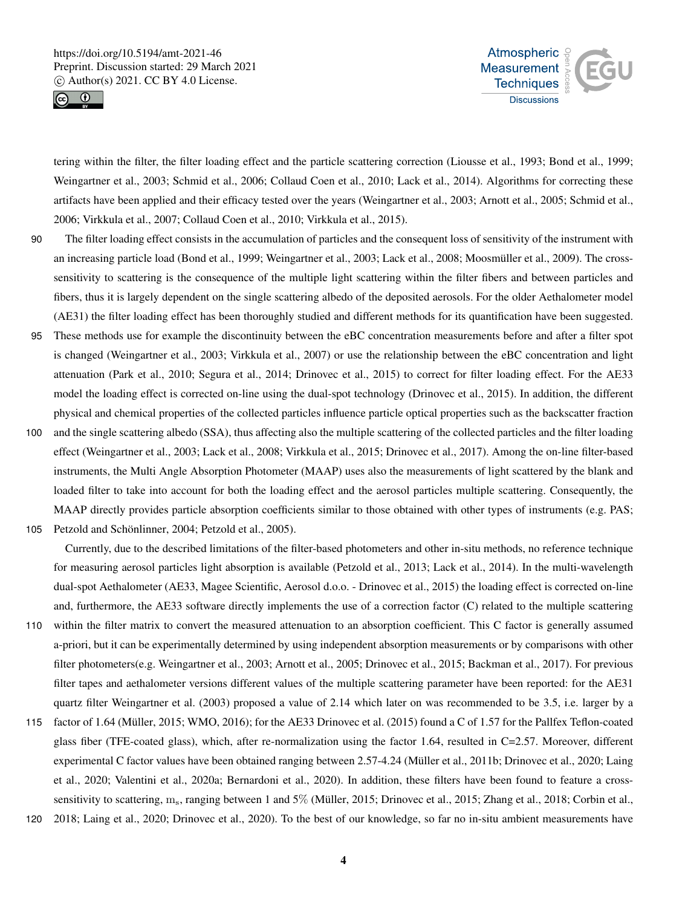tering within the filter, the filter loading effect and the particle scattering correction (Liousse et al., 1993; Bond et al., 1999; Weingartner et al., 2003; Schmid et al., 2006; Collaud Coen et al., 2010; Lack et al., 2014). Algorithms for correcting these artifacts have been applied and their efficacy tested over the years (Weingartner et al., 2003; Arnott et al., 2005; Schmid et al., 2006; Virkkula et al., 2007; Collaud Coen et al., 2010; Virkkula et al., 2015).

The filter loading effect consists in the accumulation of particles and the consequent loss of sensitivity of the instrument with an increasing particle load (Bond et al., 1999; Weingartner et al., 2003; Lack et al., 2008; Moosmüller et al., 2009). The cross-sensitivity to scattering is the consequence of the multiple light scattering within the filter fibers and between particles and fibers, thus it is largely dependent on the single scattering albedo of the deposited aerosols. For the older Aethalometer model (AE31) the filter loading effect has been thoroughly studied and different methods for its quantification have been suggested. These methods use for example the discontinuity between the eBC concentration measurements before and after a filter spot is changed (Weingartner et al., 2003; Virkkula et al., 2007) or use the relationship between the eBC concentration and light attenuation (Park et al., 2010; Segura et al., 2014; Drinovec et al., 2015) to correct for filter loading effect. For the AE33 model the loading effect is corrected on-line using the dual-spot technology (Drinovec et al., 2015). In addition, the different physical and chemical properties of the collected particles influence particle optical properties such as the backscatter fraction and the single scattering albedo (SSA), thus affecting also the multiple scattering of the collected particles and the filter loading effect (Weingartner et al., 2003; Lack et al., 2008; Virkkula et al., 2015; Drinovec et al., 2017). Among the on-line filter-based instruments, the Multi Angle Absorption Photometer (MAAP) uses also the measurements of light scattered by the blank and loaded filter to take into account for both the loading effect and the aerosol particles multiple scattering. Consequently, the MAAP directly provides particle absorption coefficients similar to those obtained with other types of instruments (e.g. PAS; Petzold and Schönlinner, 2004; Petzold et al., 2005).

Currently, due to the described limitations of the filter-based photometers and other in-situ methods, no reference technique for measuring aerosol particles light absorption is available (Petzold et al., 2013; Lack et al., 2014). In the multi-wavelength dual-spot Aethalometer (AE33, Magee Scientific, Aerosol d.o.o. - Drinovec et al., 2015) the loading effect is corrected on-line and, furthermore, the AE33 software directly implements the use of a correction factor (C) related to the multiple scattering within the filter matrix to convert the measured attenuation to an absorption coefficient. This C factor is generally assumed a-priori, but it can be experimentally determined by using independent absorption measurements or by comparisons with other filter photometers(e.g. Weingartner et al., 2003; Arnott et al., 2005; Drinovec et al., 2015; Backman et al., 2017). For previous filter tapes and aethalometer versions different values of the multiple scattering parameter have been reported: for the AE31 quartz filter Weingartner et al. (2003) proposed a value of 2.14 which later on was recommended to be 3.5, i.e. larger by a factor of 1.64 (Müller, 2015; WMO, 2016); for the AE33 Drinovec et al. (2015) found a C of 1.57 for the Pallfex Teflon-coated glass fiber (TFE-coated glass), which, after re-normalization using the factor 1.64, resulted in C=2.57. Moreover, different experimental C factor values have been obtained ranging between 2.57-4.24 (Müller et al., 2011b; Drinovec et al., 2020; Laing et al., 2020; Valentini et al., 2020a; Bernardoni et al., 2020). In addition, these filters have been found to feature a cross-sensitivity to scattering, $m_s$, ranging between 1 and 5% (Müller, 2015; Drinovec et al., 2015; Zhang et al., 2018; Corbin et al., 2018; Laing et al., 2020; Drinovec et al., 2020). To the best of our knowledge, so far no in-situ ambient measurements have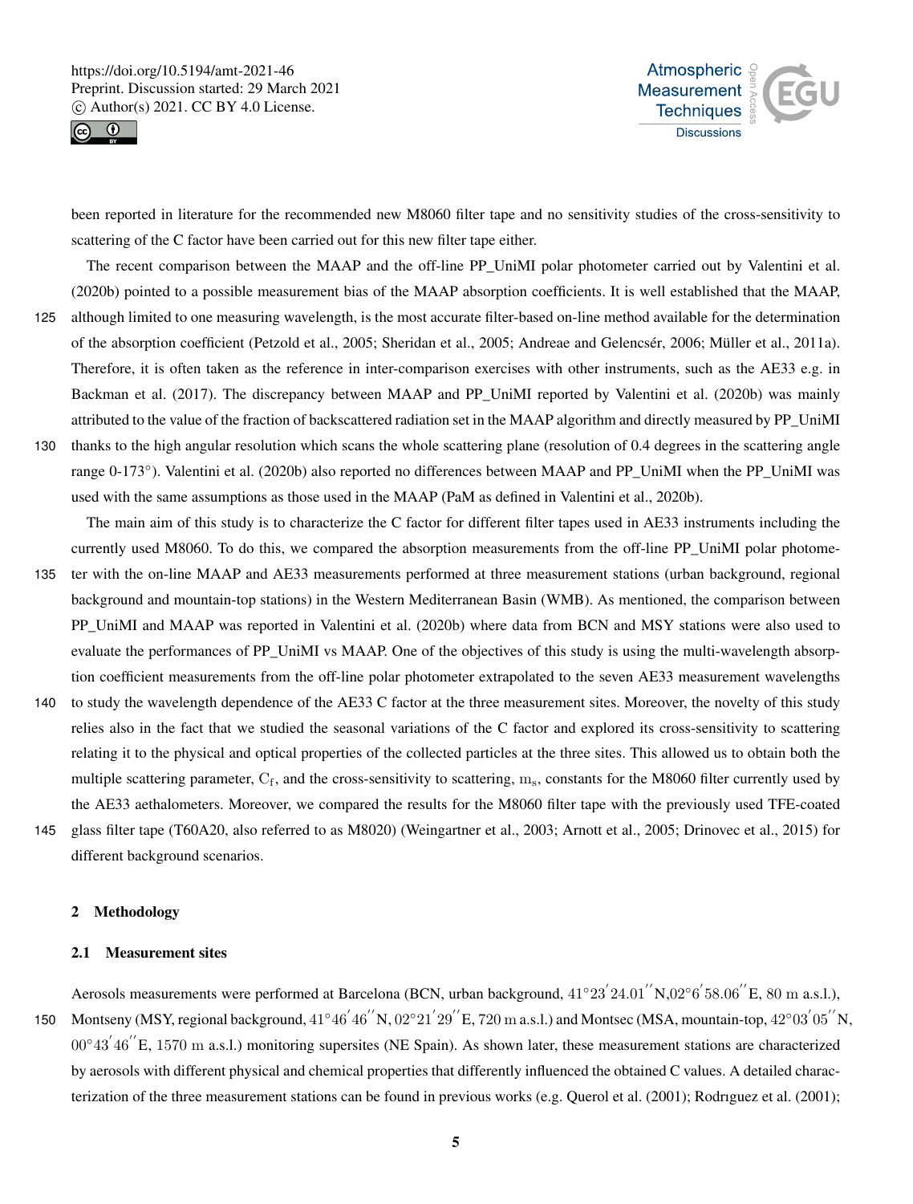been reported in literature for the recommended new M8060 filter tape and no sensitivity studies of the cross-sensitivity to scattering of the C factor have been carried out for this new filter tape either.

The recent comparison between the MAAP and the off-line PP_UniMI polar photometer carried out by Valentini et al. (2020b) pointed to a possible measurement bias of the MAAP absorption coefficients. It is well established that the MAAP, although limited to one measuring wavelength, is the most accurate filter-based on-line method available for the determination of the absorption coefficient (Petzold et al., 2005; Sheridan et al., 2005; Andreae and Gelencsér, 2006; Müller et al., 2011a). Therefore, it is often taken as the reference in inter-comparison exercises with other instruments, such as the AE33 e.g. in Backman et al. (2017). The discrepancy between MAAP and PP_UniMI reported by Valentini et al. (2020b) was mainly attributed to the value of the fraction of backscattered radiation set in the MAAP algorithm and directly measured by PP_UniMI thanks to the high angular resolution which scans the whole scattering plane (resolution of 0.4 degrees in the scattering angle range 0-173°). Valentini et al. (2020b) also reported no differences between MAAP and PP_UniMI when the PP_UniMI was used with the same assumptions as those used in the MAAP (PaM as defined in Valentini et al., 2020b).

The main aim of this study is to characterize the C factor for different filter tapes used in AE33 instruments including the currently used M8060. To do this, we compared the absorption measurements from the off-line PP_UniMI polar photometer with the on-line MAAP and AE33 measurements performed at three measurement stations (urban background, regional background and mountain-top stations) in the Western Mediterranean Basin (WMB). As mentioned, the comparison between PP_UniMI and MAAP was reported in Valentini et al. (2020b) where data from BCN and MSY stations were also used to evaluate the performances of PP_UniMI vs MAAP. One of the objectives of this study is using the multi-wavelength absorption coefficient measurements from the off-line polar photometer extrapolated to the seven AE33 measurement wavelengths to study the wavelength dependence of the AE33 C factor at the three measurement sites. Moreover, the novelty of this study relies also in the fact that we studied the seasonal variations of the C factor and explored its cross-sensitivity to scattering relating it to the physical and optical properties of the collected particles at the three sites. This allowed us to obtain both the multiple scattering parameter, $C_f$, and the cross-sensitivity to scattering, $m_s$, constants for the M8060 filter currently used by the AE33 aethalometers. Moreover, we compared the results for the M8060 filter tape with the previously used TFE-coated glass filter tape (T60A20, also referred to as M8020) (Weingartner et al., 2003; Arnott et al., 2005; Drinovec et al., 2015) for different background scenarios.

## 2 Methodology

### 2.1 Measurement sites

Aerosols measurements were performed at Barcelona (BCN, urban background, $41°23'24.01''$N,$02°6'58.06''$E, 80 m a.s.l.), Montseny (MSY, regional background, $41°46'46''$N, $02°21'29''$E, 720 m a.s.l.) and Montsec (MSA, mountain-top, $42°03'05''$N, $00°43'46''$E, 1570 m a.s.l.) monitoring supersites (NE Spain). As shown later, these measurement stations are characterized by aerosols with different physical and chemical properties that differently influenced the obtained C values. A detailed characterization of the three measurement stations can be found in previous works (e.g. Querol et al. (2001); Rodrıguez et al. (2001);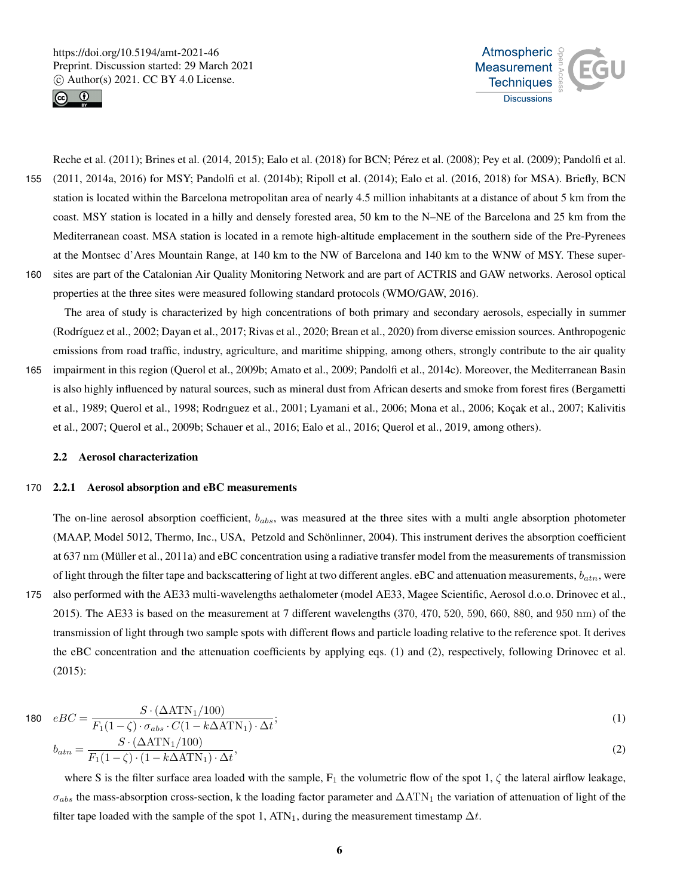Reche et al. (2011); Brines et al. (2014, 2015); Ealo et al. (2018) for BCN; Pérez et al. (2008); Pey et al. (2009); Pandolfi et al. (2011, 2014a, 2016) for MSY; Pandolfi et al. (2014b); Ripoll et al. (2014); Ealo et al. (2016, 2018) for MSA). Briefly, BCN station is located within the Barcelona metropolitan area of nearly 4.5 million inhabitants at a distance of about 5 km from the coast. MSY station is located in a hilly and densely forested area, 50 km to the N–NE of the Barcelona and 25 km from the Mediterranean coast. MSA station is located in a remote high-altitude emplacement in the southern side of the Pre-Pyrenees at the Montsec d'Ares Mountain Range, at 140 km to the NW of Barcelona and 140 km to the WNW of MSY. These super-sites are part of the Catalonian Air Quality Monitoring Network and are part of ACTRIS and GAW networks. Aerosol optical properties at the three sites were measured following standard protocols (WMO/GAW, 2016).

The area of study is characterized by high concentrations of both primary and secondary aerosols, especially in summer (Rodríguez et al., 2002; Dayan et al., 2017; Rivas et al., 2020; Brean et al., 2020) from diverse emission sources. Anthropogenic emissions from road traffic, industry, agriculture, and maritime shipping, among others, strongly contribute to the air quality impairment in this region (Querol et al., 2009b; Amato et al., 2009; Pandolfi et al., 2014c). Moreover, the Mediterranean Basin is also highly influenced by natural sources, such as mineral dust from African deserts and smoke from forest fires (Bergametti et al., 1989; Querol et al., 1998; Rodrıguez et al., 2001; Lyamani et al., 2006; Mona et al., 2006; Koçak et al., 2007; Kalivitis et al., 2007; Querol et al., 2009b; Schauer et al., 2016; Ealo et al., 2016; Querol et al., 2019, among others).

## 2.2 Aerosol characterization

### 2.2.1 Aerosol absorption and eBC measurements

The on-line aerosol absorption coefficient, $b_{abs}$, was measured at the three sites with a multi angle absorption photometer (MAAP, Model 5012, Thermo, Inc., USA, Petzold and Schönlinner, 2004). This instrument derives the absorption coefficient at 637 nm (Müller et al., 2011a) and eBC concentration using a radiative transfer model from the measurements of transmission of light through the filter tape and backscattering of light at two different angles. eBC and attenuation measurements, $b_{atn}$, were also performed with the AE33 multi-wavelengths aethalometer (model AE33, Magee Scientific, Aerosol d.o.o. Drinovec et al., 2015). The AE33 is based on the measurement at 7 different wavelengths (370, 470, 520, 590, 660, 880, and 950 nm) of the transmission of light through two sample spots with different flows and particle loading relative to the reference spot. It derives the eBC concentration and the attenuation coefficients by applying eqs. (1) and (2), respectively, following Drinovec et al. (2015):

$$eBC = \frac{S \cdot (\Delta \mathrm{ATN}_1/100)}{F_1(1-\zeta) \cdot \sigma_{abs} \cdot C(1-k\Delta \mathrm{ATN}_1) \cdot \Delta t}; \quad (1)$$

$$b_{atn} = \frac{S \cdot (\Delta \mathrm{ATN}_1/100)}{F_1(1-\zeta) \cdot (1-k\Delta \mathrm{ATN}_1) \cdot \Delta t}, \quad (2)$$

where S is the filter surface area loaded with the sample, $F_1$ the volumetric flow of the spot 1, $\zeta$ the lateral airflow leakage, $\sigma_{abs}$ the mass-absorption cross-section, k the loading factor parameter and $\Delta\mathrm{ATN}_1$ the variation of attenuation of light of the filter tape loaded with the sample of the spot 1, $\mathrm{ATN}_1$, during the measurement timestamp $\Delta t$.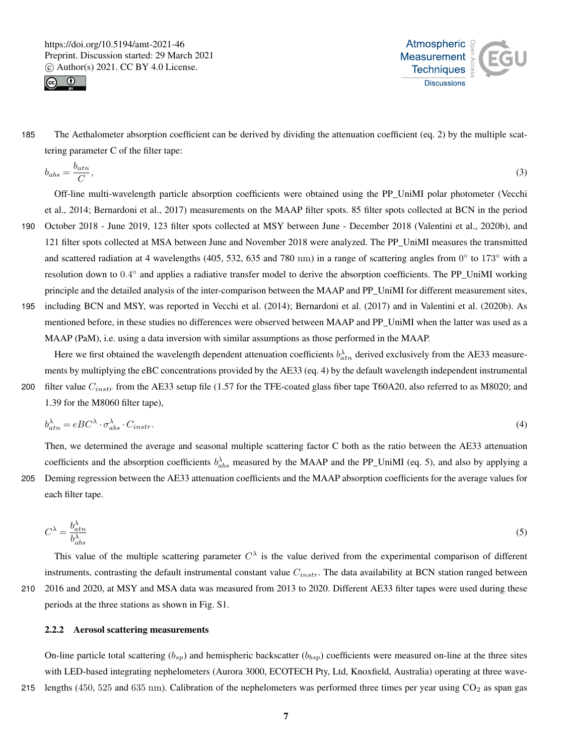The Aethalometer absorption coefficient can be derived by dividing the attenuation coefficient (eq. 2) by the multiple scattering parameter C of the filter tape:

$$b_{abs} = \frac{b_{atn}}{C}, \tag{3}$$

Off-line multi-wavelength particle absorption coefficients were obtained using the PP_UniMI polar photometer (Vecchi et al., 2014; Bernardoni et al., 2017) measurements on the MAAP filter spots. 85 filter spots collected at BCN in the period October 2018 - June 2019, 123 filter spots collected at MSY between June - December 2018 (Valentini et al., 2020b), and 121 filter spots collected at MSA between June and November 2018 were analyzed. The PP_UniMI measures the transmitted and scattered radiation at 4 wavelengths (405, 532, 635 and 780 nm) in a range of scattering angles from 0° to 173° with a resolution down to 0.4° and applies a radiative transfer model to derive the absorption coefficients. The PP_UniMI working principle and the detailed analysis of the inter-comparison between the MAAP and PP_UniMI for different measurement sites, including BCN and MSY, was reported in Vecchi et al. (2014); Bernardoni et al. (2017) and in Valentini et al. (2020b). As mentioned before, in these studies no differences were observed between MAAP and PP_UniMI when the latter was used as a MAAP (PaM), i.e. using a data inversion with similar assumptions as those performed in the MAAP.

Here we first obtained the wavelength dependent attenuation coefficients $b^{\lambda}_{atn}$ derived exclusively from the AE33 measurements by multiplying the eBC concentrations provided by the AE33 (eq. 4) by the default wavelength independent instrumental filter value $C_{instr}$ from the AE33 setup file (1.57 for the TFE-coated glass fiber tape T60A20, also referred to as M8020; and 1.39 for the M8060 filter tape),

$$b^{\lambda}_{atn} = eBC^{\lambda} \cdot \sigma^{\lambda}_{abs} \cdot C_{instr}. \tag{4}$$

Then, we determined the average and seasonal multiple scattering factor C both as the ratio between the AE33 attenuation coefficients and the absorption coefficients $b^{\lambda}_{abs}$ measured by the MAAP and the PP_UniMI (eq. 5), and also by applying a Deming regression between the AE33 attenuation coefficients and the MAAP absorption coefficients for the average values for each filter tape.

$$C^{\lambda} = \frac{b^{\lambda}_{atn}}{b^{\lambda}_{abs}} \tag{5}$$

This value of the multiple scattering parameter $C^{\lambda}$ is the value derived from the experimental comparison of different instruments, contrasting the default instrumental constant value $C_{instr}$. The data availability at BCN station ranged between 2016 and 2020, at MSY and MSA data was measured from 2013 to 2020. Different AE33 filter tapes were used during these periods at the three stations as shown in Fig. S1.

#### 2.2.2 Aerosol scattering measurements

On-line particle total scattering ($b_{sp}$) and hemispheric backscatter ($b_{bsp}$) coefficients were measured on-line at the three sites with LED-based integrating nephelometers (Aurora 3000, ECOTECH Pty, Ltd, Knoxfield, Australia) operating at three wavelengths (450, 525 and 635 nm). Calibration of the nephelometers was performed three times per year using $CO_2$ as span gas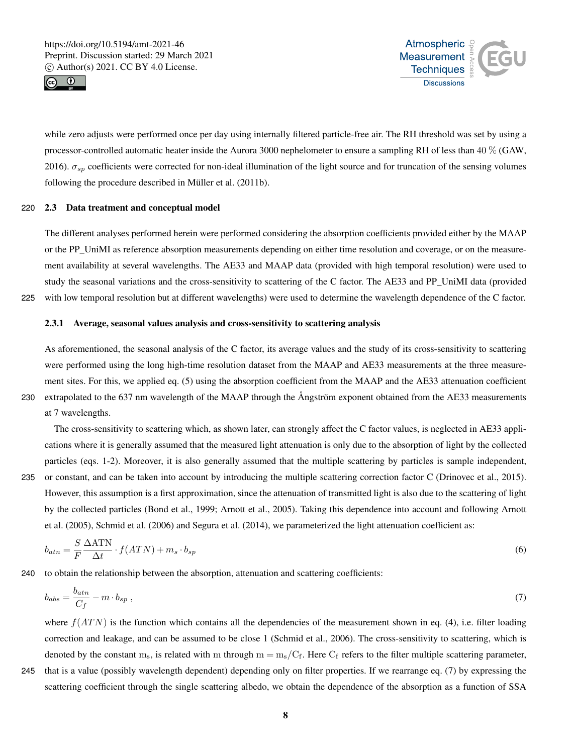while zero adjusts were performed once per day using internally filtered particle-free air. The RH threshold was set by using a processor-controlled automatic heater inside the Aurora 3000 nephelometer to ensure a sampling RH of less than 40 % (GAW, 2016). $\sigma_{sp}$ coefficients were corrected for non-ideal illumination of the light source and for truncation of the sensing volumes following the procedure described in Müller et al. (2011b).

## 2.3 Data treatment and conceptual model

The different analyses performed herein were performed considering the absorption coefficients provided either by the MAAP or the PP_UniMI as reference absorption measurements depending on either time resolution and coverage, or on the measurement availability at several wavelengths. The AE33 and MAAP data (provided with high temporal resolution) were used to study the seasonal variations and the cross-sensitivity to scattering of the C factor. The AE33 and PP_UniMI data (provided with low temporal resolution but at different wavelengths) were used to determine the wavelength dependence of the C factor.

### 2.3.1 Average, seasonal values analysis and cross-sensitivity to scattering analysis

As aforementioned, the seasonal analysis of the C factor, its average values and the study of its cross-sensitivity to scattering were performed using the long high-time resolution dataset from the MAAP and AE33 measurements at the three measurement sites. For this, we applied eq. (5) using the absorption coefficient from the MAAP and the AE33 attenuation coefficient extrapolated to the 637 nm wavelength of the MAAP through the Ångström exponent obtained from the AE33 measurements at 7 wavelengths.

The cross-sensitivity to scattering which, as shown later, can strongly affect the C factor values, is neglected in AE33 applications where it is generally assumed that the measured light attenuation is only due to the absorption of light by the collected particles (eqs. 1-2). Moreover, it is also generally assumed that the multiple scattering by particles is sample independent, or constant, and can be taken into account by introducing the multiple scattering correction factor C (Drinovec et al., 2015). However, this assumption is a first approximation, since the attenuation of transmitted light is also due to the scattering of light by the collected particles (Bond et al., 1999; Arnott et al., 2005). Taking this dependence into account and following Arnott et al. (2005), Schmid et al. (2006) and Segura et al. (2014), we parameterized the light attenuation coefficient as:

$$b_{atn} = \frac{S}{F}\frac{\Delta \mathrm{ATN}}{\Delta t} \cdot f(ATN) + m_s \cdot b_{sp} \tag{6}$$

to obtain the relationship between the absorption, attenuation and scattering coefficients:

$$b_{abs} = \frac{b_{atn}}{C_f} - m \cdot b_{sp} \; , \tag{7}$$

where $f(ATN)$ is the function which contains all the dependencies of the measurement shown in eq. (4), i.e. filter loading correction and leakage, and can be assumed to be close 1 (Schmid et al., 2006). The cross-sensitivity to scattering, which is denoted by the constant $\mathrm{m_s}$, is related with $\mathrm{m}$ through $\mathrm{m} = \mathrm{m_s}/\mathrm{C_f}$. Here $\mathrm{C_f}$ refers to the filter multiple scattering parameter, that is a value (possibly wavelength dependent) depending only on filter properties. If we rearrange eq. (7) by expressing the scattering coefficient through the single scattering albedo, we obtain the dependence of the absorption as a function of SSA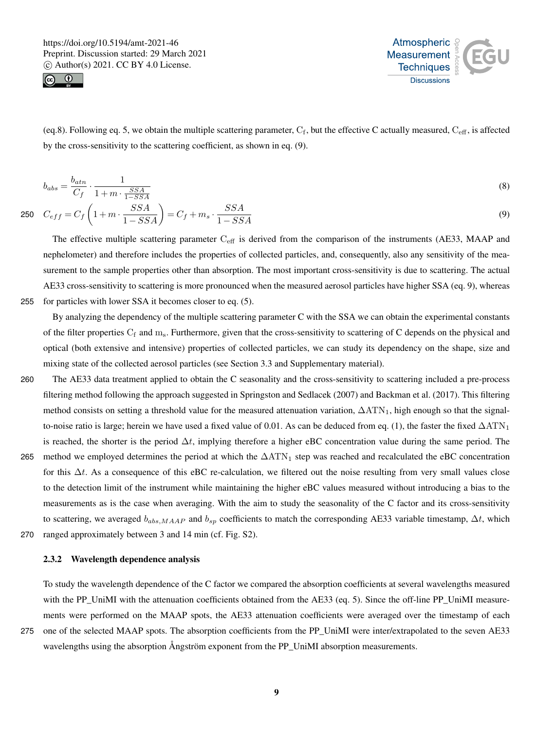(eq.8). Following eq. 5, we obtain the multiple scattering parameter, $C_f$, but the effective C actually measured, $C_{eff}$, is affected by the cross-sensitivity to the scattering coefficient, as shown in eq. (9).

$$b_{abs} = \frac{b_{atn}}{C_f} \cdot \frac{1}{1 + m \cdot \frac{SSA}{1-SSA}} \quad (8)$$

$$C_{eff} = C_f \left(1 + m \cdot \frac{SSA}{1-SSA}\right) = C_f + m_s \cdot \frac{SSA}{1-SSA} \quad (9)$$

The effective multiple scattering parameter $C_{eff}$ is derived from the comparison of the instruments (AE33, MAAP and nephelometer) and therefore includes the properties of collected particles, and, consequently, also any sensitivity of the measurement to the sample properties other than absorption. The most important cross-sensitivity is due to scattering. The actual AE33 cross-sensitivity to scattering is more pronounced when the measured aerosol particles have higher SSA (eq. 9), whereas for particles with lower SSA it becomes closer to eq. (5).

By analyzing the dependency of the multiple scattering parameter C with the SSA we can obtain the experimental constants of the filter properties $C_f$ and $m_s$. Furthermore, given that the cross-sensitivity to scattering of C depends on the physical and optical (both extensive and intensive) properties of collected particles, we can study its dependency on the shape, size and mixing state of the collected aerosol particles (see Section 3.3 and Supplementary material).

The AE33 data treatment applied to obtain the C seasonality and the cross-sensitivity to scattering included a pre-process filtering method following the approach suggested in Springston and Sedlacek (2007) and Backman et al. (2017). This filtering method consists on setting a threshold value for the measured attenuation variation, $\Delta ATN_1$, high enough so that the signal-to-noise ratio is large; herein we have used a fixed value of 0.01. As can be deduced from eq. (1), the faster the fixed $\Delta ATN_1$ is reached, the shorter is the period $\Delta t$, implying therefore a higher eBC concentration value during the same period. The method we employed determines the period at which the $\Delta ATN_1$ step was reached and recalculated the eBC concentration for this $\Delta t$. As a consequence of this eBC re-calculation, we filtered out the noise resulting from very small values close to the detection limit of the instrument while maintaining the higher eBC values measured without introducing a bias to the measurements as is the case when averaging. With the aim to study the seasonality of the C factor and its cross-sensitivity to scattering, we averaged $b_{abs,MAAP}$ and $b_{sp}$ coefficients to match the corresponding AE33 variable timestamp, $\Delta t$, which ranged approximately between 3 and 14 min (cf. Fig. S2).

### 2.3.2 Wavelength dependence analysis

To study the wavelength dependence of the C factor we compared the absorption coefficients at several wavelengths measured with the PP_UniMI with the attenuation coefficients obtained from the AE33 (eq. 5). Since the off-line PP_UniMI measurements were performed on the MAAP spots, the AE33 attenuation coefficients were averaged over the timestamp of each one of the selected MAAP spots. The absorption coefficients from the PP_UniMI were inter/extrapolated to the seven AE33 wavelengths using the absorption Ångström exponent from the PP_UniMI absorption measurements.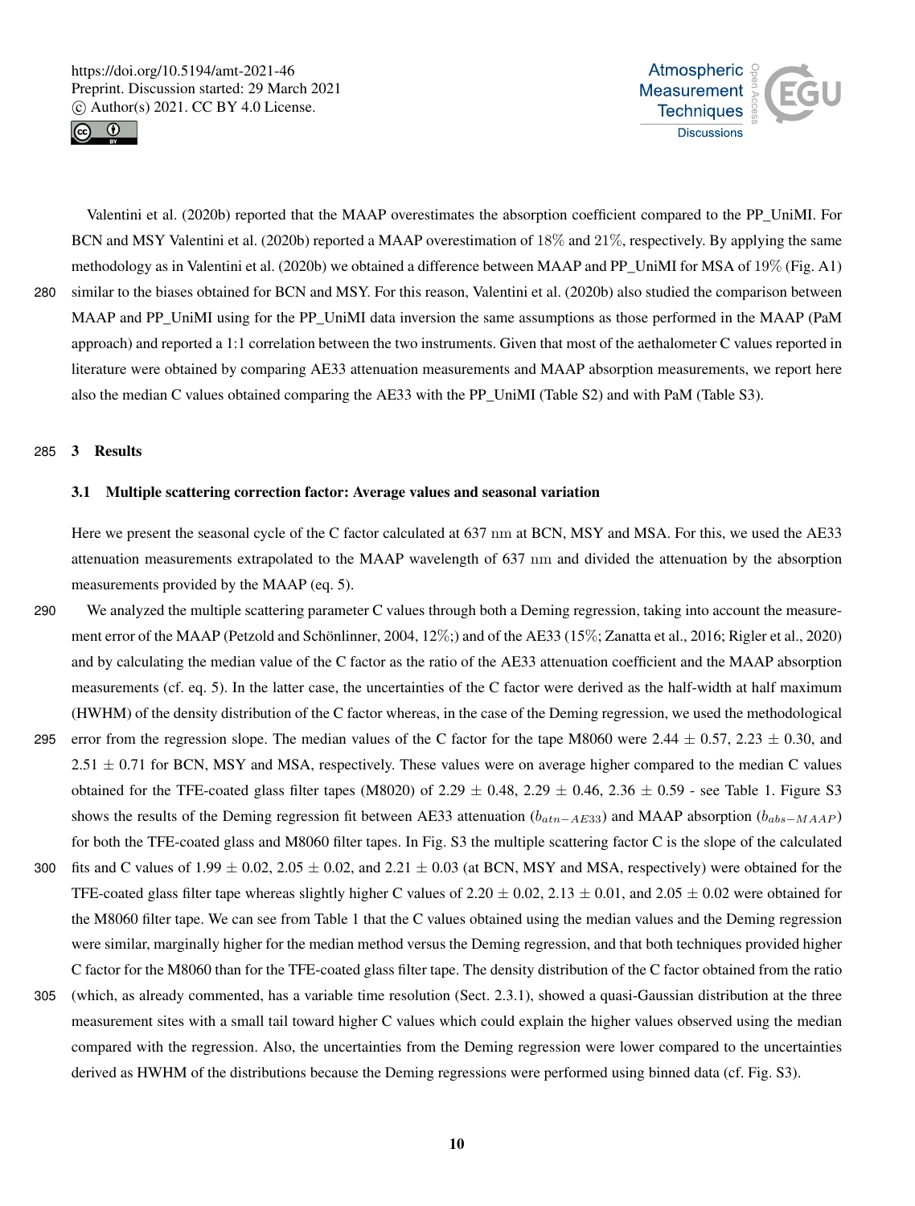Valentini et al. (2020b) reported that the MAAP overestimates the absorption coefficient compared to the PP_UniMI. For BCN and MSY Valentini et al. (2020b) reported a MAAP overestimation of 18% and 21%, respectively. By applying the same methodology as in Valentini et al. (2020b) we obtained a difference between MAAP and PP_UniMI for MSA of 19% (Fig. A1) similar to the biases obtained for BCN and MSY. For this reason, Valentini et al. (2020b) also studied the comparison between MAAP and PP_UniMI using for the PP_UniMI data inversion the same assumptions as those performed in the MAAP (PaM approach) and reported a 1:1 correlation between the two instruments. Given that most of the aethalometer C values reported in literature were obtained by comparing AE33 attenuation measurements and MAAP absorption measurements, we report here also the median C values obtained comparing the AE33 with the PP_UniMI (Table S2) and with PaM (Table S3).

## 3 Results

### 3.1 Multiple scattering correction factor: Average values and seasonal variation

Here we present the seasonal cycle of the C factor calculated at 637 nm at BCN, MSY and MSA. For this, we used the AE33 attenuation measurements extrapolated to the MAAP wavelength of 637 nm and divided the attenuation by the absorption measurements provided by the MAAP (eq. 5).

We analyzed the multiple scattering parameter C values through both a Deming regression, taking into account the measurement error of the MAAP (Petzold and Schönlinner, 2004, 12%;) and of the AE33 (15%; Zanatta et al., 2016; Rigler et al., 2020) and by calculating the median value of the C factor as the ratio of the AE33 attenuation coefficient and the MAAP absorption measurements (cf. eq. 5). In the latter case, the uncertainties of the C factor were derived as the half-width at half maximum (HWHM) of the density distribution of the C factor whereas, in the case of the Deming regression, we used the methodological error from the regression slope. The median values of the C factor for the tape M8060 were 2.44 ± 0.57, 2.23 ± 0.30, and 2.51 ± 0.71 for BCN, MSY and MSA, respectively. These values were on average higher compared to the median C values obtained for the TFE-coated glass filter tapes (M8020) of 2.29 ± 0.48, 2.29 ± 0.46, 2.36 ± 0.59 - see Table 1. Figure S3 shows the results of the Deming regression fit between AE33 attenuation ($b_{atn-AE33}$) and MAAP absorption ($b_{abs-MAAP}$) for both the TFE-coated glass and M8060 filter tapes. In Fig. S3 the multiple scattering factor C is the slope of the calculated fits and C values of 1.99 ± 0.02, 2.05 ± 0.02, and 2.21 ± 0.03 (at BCN, MSY and MSA, respectively) were obtained for the TFE-coated glass filter tape whereas slightly higher C values of 2.20 ± 0.02, 2.13 ± 0.01, and 2.05 ± 0.02 were obtained for the M8060 filter tape. We can see from Table 1 that the C values obtained using the median values and the Deming regression were similar, marginally higher for the median method versus the Deming regression, and that both techniques provided higher C factor for the M8060 than for the TFE-coated glass filter tape. The density distribution of the C factor obtained from the ratio (which, as already commented, has a variable time resolution (Sect. 2.3.1), showed a quasi-Gaussian distribution at the three measurement sites with a small tail toward higher C values which could explain the higher values observed using the median compared with the regression. Also, the uncertainties from the Deming regression were lower compared to the uncertainties derived as HWHM of the distributions because the Deming regressions were performed using binned data (cf. Fig. S3).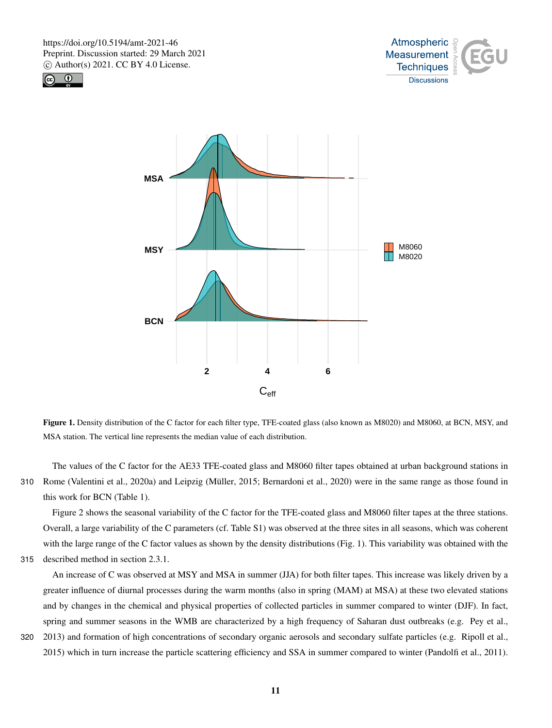**Figure 1.** Density distribution of the C factor for each filter type, TFE-coated glass (also known as M8020) and M8060, at BCN, MSY, and MSA station. The vertical line represents the median value of each distribution.

The values of the C factor for the AE33 TFE-coated glass and M8060 filter tapes obtained at urban background stations in Rome (Valentini et al., 2020a) and Leipzig (Müller, 2015; Bernardoni et al., 2020) were in the same range as those found in this work for BCN (Table 1).

Figure 2 shows the seasonal variability of the C factor for the TFE-coated glass and M8060 filter tapes at the three stations. Overall, a large variability of the C parameters (cf. Table S1) was observed at the three sites in all seasons, which was coherent with the large range of the C factor values as shown by the density distributions (Fig. 1). This variability was obtained with the described method in section 2.3.1.

An increase of C was observed at MSY and MSA in summer (JJA) for both filter tapes. This increase was likely driven by a greater influence of diurnal processes during the warm months (also in spring (MAM) at MSA) at these two elevated stations and by changes in the chemical and physical properties of collected particles in summer compared to winter (DJF). In fact, spring and summer seasons in the WMB are characterized by a high frequency of Saharan dust outbreaks (e.g. Pey et al., 2013) and formation of high concentrations of secondary organic aerosols and secondary sulfate particles (e.g. Ripoll et al., 2015) which in turn increase the particle scattering efficiency and SSA in summer compared to winter (Pandolfi et al., 2011).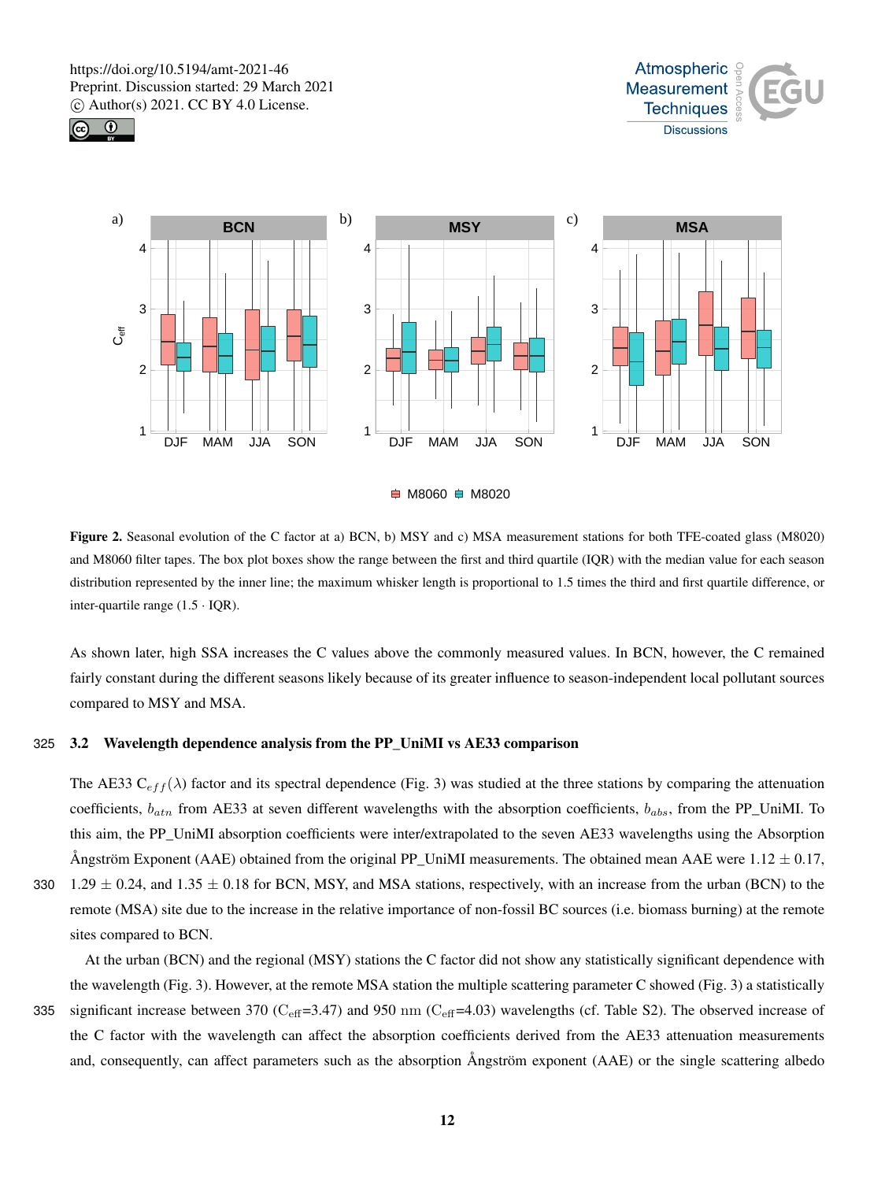Figure 2. Seasonal evolution of the C factor at a) BCN, b) MSY and c) MSA measurement stations for both TFE-coated glass (M8020) and M8060 filter tapes. The box plot boxes show the range between the first and third quartile (IQR) with the median value for each season distribution represented by the inner line; the maximum whisker length is proportional to 1.5 times the third and first quartile difference, or inter-quartile range (1.5 · IQR).

As shown later, high SSA increases the C values above the commonly measured values. In BCN, however, the C remained fairly constant during the different seasons likely because of its greater influence to season-independent local pollutant sources compared to MSY and MSA.

## 3.2 Wavelength dependence analysis from the PP_UniMI vs AE33 comparison

The AE33 $C_{eff}(\lambda)$ factor and its spectral dependence (Fig. 3) was studied at the three stations by comparing the attenuation coefficients, $b_{atn}$ from AE33 at seven different wavelengths with the absorption coefficients, $b_{abs}$, from the PP_UniMI. To this aim, the PP_UniMI absorption coefficients were inter/extrapolated to the seven AE33 wavelengths using the Absorption Ångström Exponent (AAE) obtained from the original PP_UniMI measurements. The obtained mean AAE were 1.12 ± 0.17, 1.29 ± 0.24, and 1.35 ± 0.18 for BCN, MSY, and MSA stations, respectively, with an increase from the urban (BCN) to the remote (MSA) site due to the increase in the relative importance of non-fossil BC sources (i.e. biomass burning) at the remote sites compared to BCN.

At the urban (BCN) and the regional (MSY) stations the C factor did not show any statistically significant dependence with the wavelength (Fig. 3). However, at the remote MSA station the multiple scattering parameter C showed (Fig. 3) a statistically significant increase between 370 ($C_{eff}$=3.47) and 950 nm ($C_{eff}$=4.03) wavelengths (cf. Table S2). The observed increase of the C factor with the wavelength can affect the absorption coefficients derived from the AE33 attenuation measurements and, consequently, can affect parameters such as the absorption Ångström exponent (AAE) or the single scattering albedo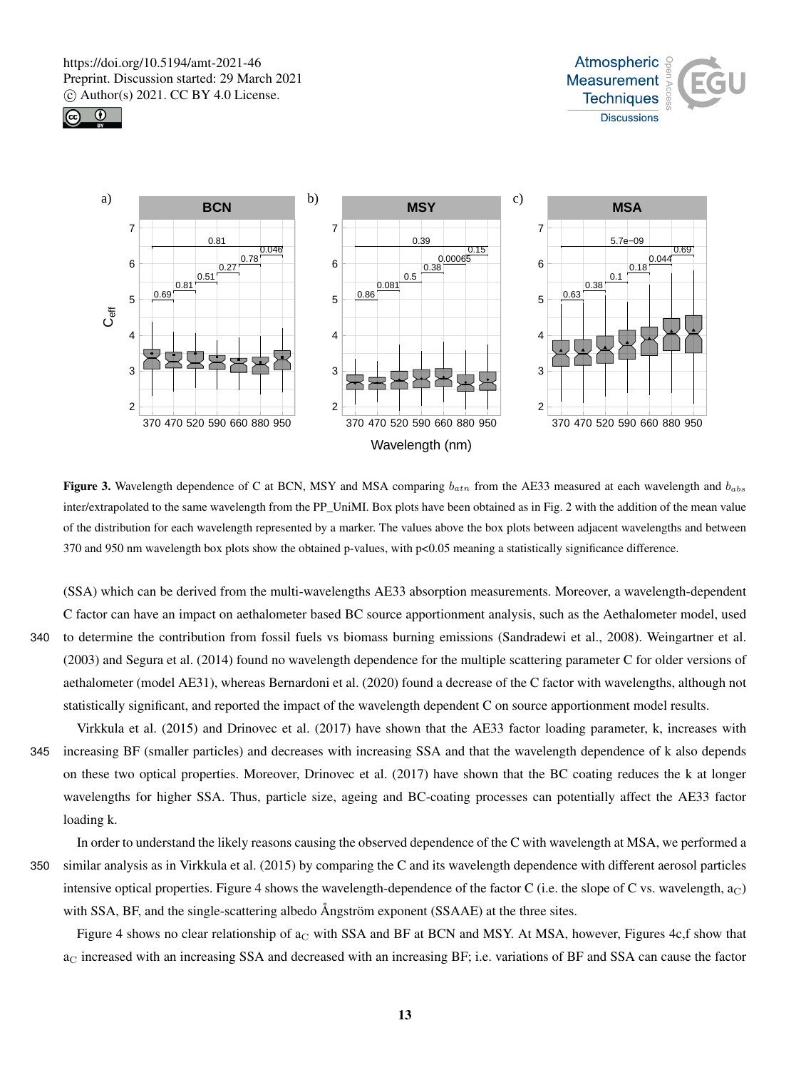**Figure 3.** Wavelength dependence of C at BCN, MSY and MSA comparing $b_{atn}$ from the AE33 measured at each wavelength and $b_{abs}$ inter/extrapolated to the same wavelength from the PP_UniMI. Box plots have been obtained as in Fig. 2 with the addition of the mean value of the distribution for each wavelength represented by a marker. The values above the box plots between adjacent wavelengths and between 370 and 950 nm wavelength box plots show the obtained p-values, with p<0.05 meaning a statistically significance difference.

(SSA) which can be derived from the multi-wavelengths AE33 absorption measurements. Moreover, a wavelength-dependent C factor can have an impact on aethalometer based BC source apportionment analysis, such as the Aethalometer model, used to determine the contribution from fossil fuels vs biomass burning emissions (Sandradewi et al., 2008). Weingartner et al. (2003) and Segura et al. (2014) found no wavelength dependence for the multiple scattering parameter C for older versions of aethalometer (model AE31), whereas Bernardoni et al. (2020) found a decrease of the C factor with wavelengths, although not statistically significant, and reported the impact of the wavelength dependent C on source apportionment model results.

Virkkula et al. (2015) and Drinovec et al. (2017) have shown that the AE33 factor loading parameter, k, increases with increasing BF (smaller particles) and decreases with increasing SSA and that the wavelength dependence of k also depends on these two optical properties. Moreover, Drinovec et al. (2017) have shown that the BC coating reduces the k at longer wavelengths for higher SSA. Thus, particle size, ageing and BC-coating processes can potentially affect the AE33 factor loading k.

In order to understand the likely reasons causing the observed dependence of the C with wavelength at MSA, we performed a similar analysis as in Virkkula et al. (2015) by comparing the C and its wavelength dependence with different aerosol particles intensive optical properties. Figure 4 shows the wavelength-dependence of the factor C (i.e. the slope of C vs. wavelength, $a_C$) with SSA, BF, and the single-scattering albedo Ångström exponent (SSAAE) at the three sites.

Figure 4 shows no clear relationship of $a_C$ with SSA and BF at BCN and MSY. At MSA, however, Figures 4c,f show that $a_C$ increased with an increasing SSA and decreased with an increasing BF; i.e. variations of BF and SSA can cause the factor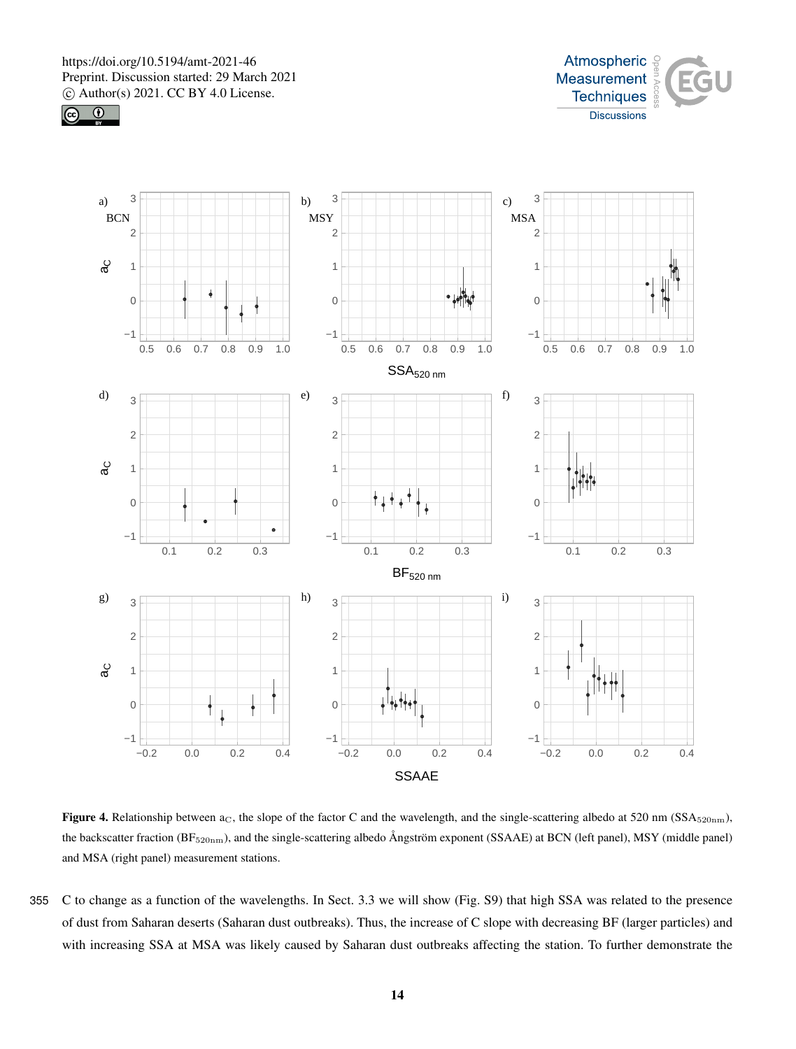**Figure 4.** Relationship between $a_C$, the slope of the factor C and the wavelength, and the single-scattering albedo at 520 nm ($SSA_{520nm}$), the backscatter fraction ($BF_{520nm}$), and the single-scattering albedo Ångström exponent (SSAAE) at BCN (left panel), MSY (middle panel) and MSA (right panel) measurement stations.

C to change as a function of the wavelengths. In Sect. 3.3 we will show (Fig. S9) that high SSA was related to the presence of dust from Saharan deserts (Saharan dust outbreaks). Thus, the increase of C slope with decreasing BF (larger particles) and with increasing SSA at MSA was likely caused by Saharan dust outbreaks affecting the station. To further demonstrate the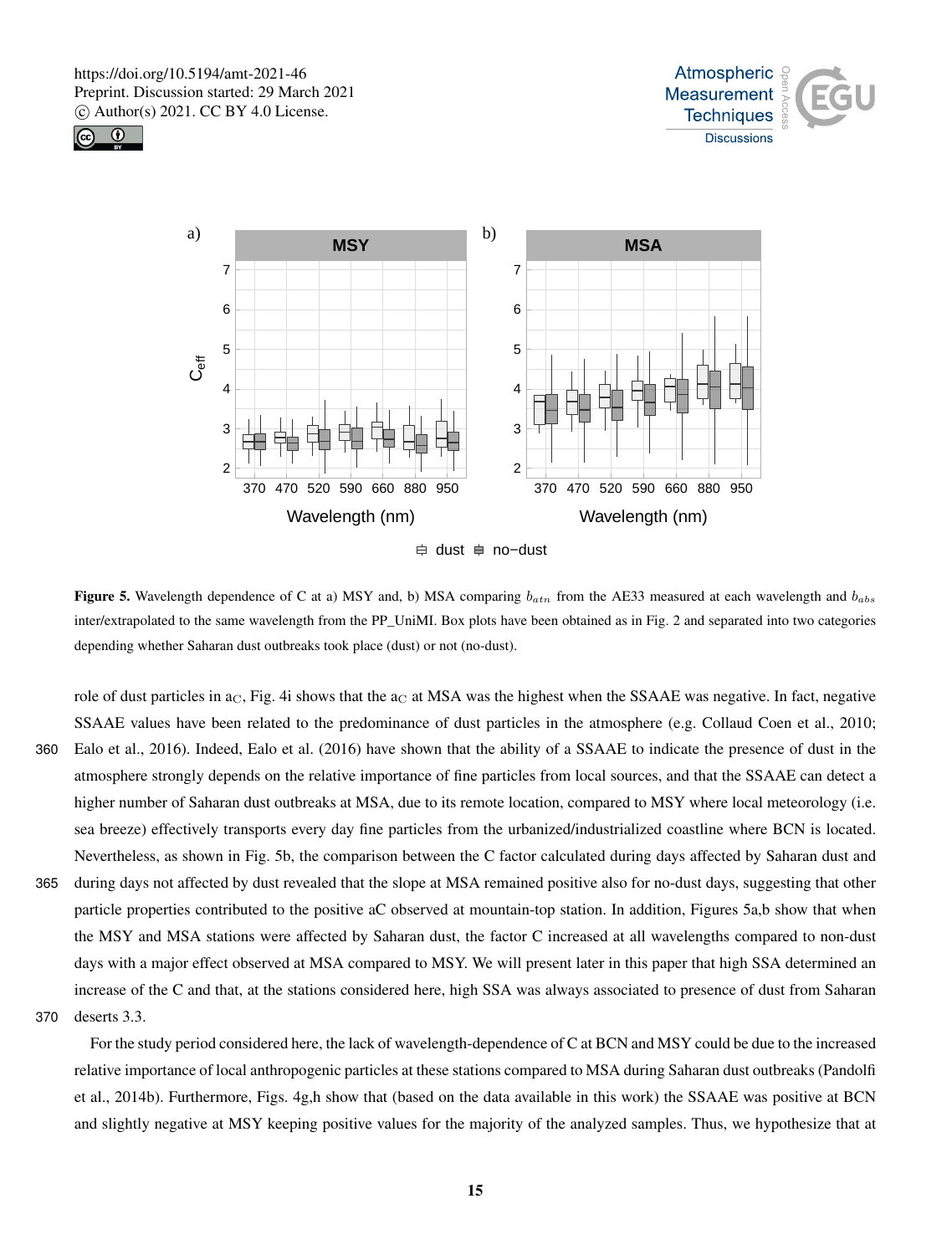**Figure 5.** Wavelength dependence of C at a) MSY and, b) MSA comparing $b_{atn}$ from the AE33 measured at each wavelength and $b_{abs}$ inter/extrapolated to the same wavelength from the PP_UniMI. Box plots have been obtained as in Fig. 2 and separated into two categories depending whether Saharan dust outbreaks took place (dust) or not (no-dust).

role of dust particles in $a_C$, Fig. 4i shows that the $a_C$ at MSA was the highest when the SSAAE was negative. In fact, negative SSAAE values have been related to the predominance of dust particles in the atmosphere (e.g. Collaud Coen et al., 2010; Ealo et al., 2016). Indeed, Ealo et al. (2016) have shown that the ability of a SSAAE to indicate the presence of dust in the atmosphere strongly depends on the relative importance of fine particles from local sources, and that the SSAAE can detect a higher number of Saharan dust outbreaks at MSA, due to its remote location, compared to MSY where local meteorology (i.e. sea breeze) effectively transports every day fine particles from the urbanized/industrialized coastline where BCN is located. Nevertheless, as shown in Fig. 5b, the comparison between the C factor calculated during days affected by Saharan dust and during days not affected by dust revealed that the slope at MSA remained positive also for no-dust days, suggesting that other particle properties contributed to the positive aC observed at mountain-top station. In addition, Figures 5a,b show that when the MSY and MSA stations were affected by Saharan dust, the factor C increased at all wavelengths compared to non-dust days with a major effect observed at MSA compared to MSY. We will present later in this paper that high SSA determined an increase of the C and that, at the stations considered here, high SSA was always associated to presence of dust from Saharan deserts 3.3.

For the study period considered here, the lack of wavelength-dependence of C at BCN and MSY could be due to the increased relative importance of local anthropogenic particles at these stations compared to MSA during Saharan dust outbreaks (Pandolfi et al., 2014b). Furthermore, Figs. 4g,h show that (based on the data available in this work) the SSAAE was positive at BCN and slightly negative at MSY keeping positive values for the majority of the analyzed samples. Thus, we hypothesize that at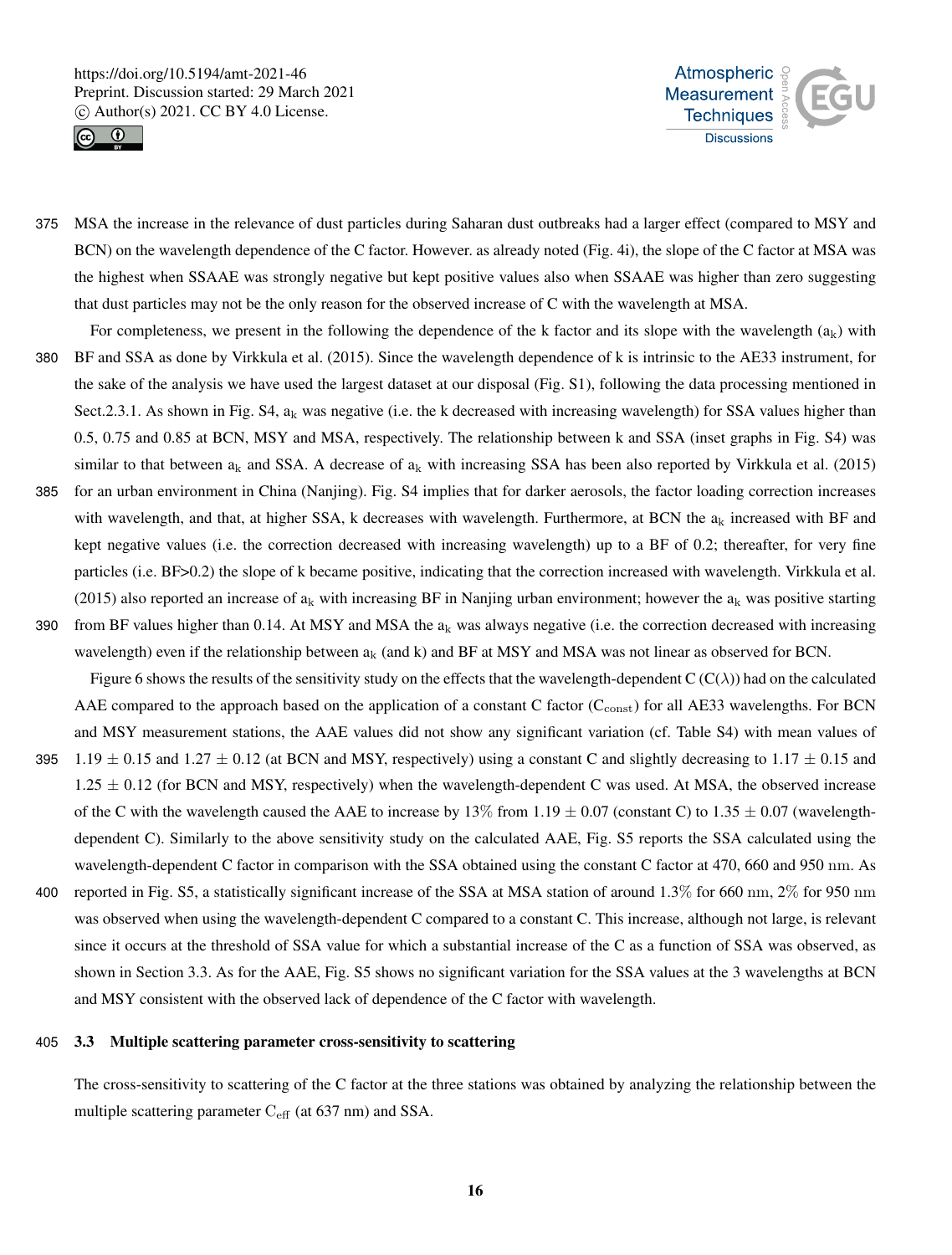MSA the increase in the relevance of dust particles during Saharan dust outbreaks had a larger effect (compared to MSY and BCN) on the wavelength dependence of the C factor. However. as already noted (Fig. 4i), the slope of the C factor at MSA was the highest when SSAAE was strongly negative but kept positive values also when SSAAE was higher than zero suggesting that dust particles may not be the only reason for the observed increase of C with the wavelength at MSA.

For completeness, we present in the following the dependence of the k factor and its slope with the wavelength ($a_k$) with BF and SSA as done by Virkkula et al. (2015). Since the wavelength dependence of k is intrinsic to the AE33 instrument, for the sake of the analysis we have used the largest dataset at our disposal (Fig. S1), following the data processing mentioned in Sect.2.3.1. As shown in Fig. S4, $a_k$ was negative (i.e. the k decreased with increasing wavelength) for SSA values higher than 0.5, 0.75 and 0.85 at BCN, MSY and MSA, respectively. The relationship between k and SSA (inset graphs in Fig. S4) was similar to that between $a_k$ and SSA. A decrease of $a_k$ with increasing SSA has been also reported by Virkkula et al. (2015) for an urban environment in China (Nanjing). Fig. S4 implies that for darker aerosols, the factor loading correction increases with wavelength, and that, at higher SSA, k decreases with wavelength. Furthermore, at BCN the $a_k$ increased with BF and kept negative values (i.e. the correction decreased with increasing wavelength) up to a BF of 0.2; thereafter, for very fine particles (i.e. BF>0.2) the slope of k became positive, indicating that the correction increased with wavelength. Virkkula et al. (2015) also reported an increase of $a_k$ with increasing BF in Nanjing urban environment; however the $a_k$ was positive starting from BF values higher than 0.14. At MSY and MSA the $a_k$ was always negative (i.e. the correction decreased with increasing wavelength) even if the relationship between $a_k$ (and k) and BF at MSY and MSA was not linear as observed for BCN.

Figure 6 shows the results of the sensitivity study on the effects that the wavelength-dependent C ($C(\lambda)$) had on the calculated AAE compared to the approach based on the application of a constant C factor ($C_{const}$) for all AE33 wavelengths. For BCN and MSY measurement stations, the AAE values did not show any significant variation (cf. Table S4) with mean values of $1.19 \pm 0.15$ and $1.27 \pm 0.12$ (at BCN and MSY, respectively) using a constant C and slightly decreasing to $1.17 \pm 0.15$ and $1.25 \pm 0.12$ (for BCN and MSY, respectively) when the wavelength-dependent C was used. At MSA, the observed increase of the C with the wavelength caused the AAE to increase by 13% from $1.19 \pm 0.07$ (constant C) to $1.35 \pm 0.07$ (wavelength-dependent C). Similarly to the above sensitivity study on the calculated AAE, Fig. S5 reports the SSA calculated using the wavelength-dependent C factor in comparison with the SSA obtained using the constant C factor at 470, 660 and 950 nm. As reported in Fig. S5, a statistically significant increase of the SSA at MSA station of around 1.3% for 660 nm, 2% for 950 nm was observed when using the wavelength-dependent C compared to a constant C. This increase, although not large, is relevant since it occurs at the threshold of SSA value for which a substantial increase of the C as a function of SSA was observed, as shown in Section 3.3. As for the AAE, Fig. S5 shows no significant variation for the SSA values at the 3 wavelengths at BCN and MSY consistent with the observed lack of dependence of the C factor with wavelength.

### 3.3 Multiple scattering parameter cross-sensitivity to scattering

The cross-sensitivity to scattering of the C factor at the three stations was obtained by analyzing the relationship between the multiple scattering parameter $C_{eff}$ (at 637 nm) and SSA.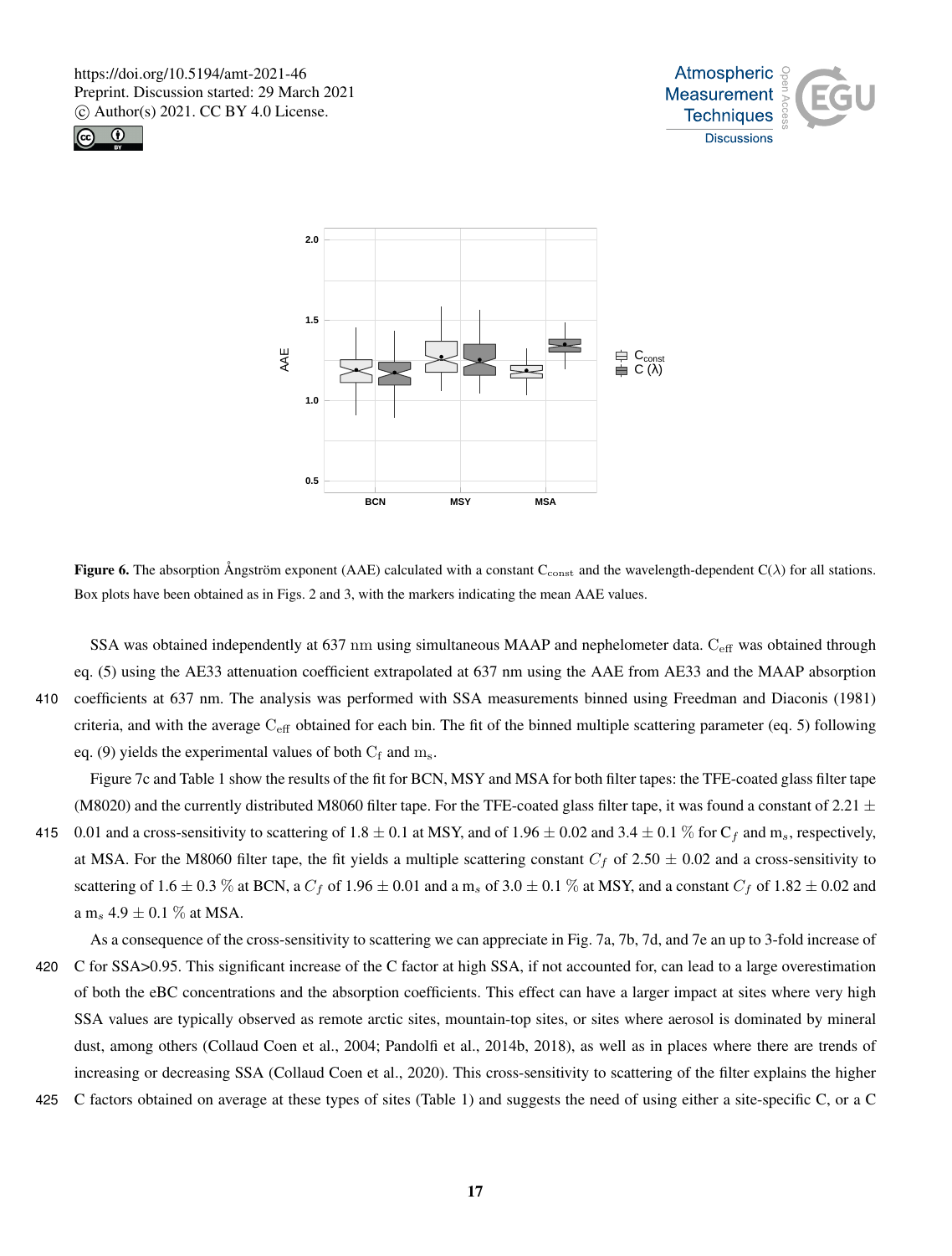**Figure 6.** The absorption Ångström exponent (AAE) calculated with a constant $C_{const}$ and the wavelength-dependent C(λ) for all stations. Box plots have been obtained as in Figs. 2 and 3, with the markers indicating the mean AAE values.

SSA was obtained independently at 637 nm using simultaneous MAAP and nephelometer data. $C_{eff}$ was obtained through eq. (5) using the AE33 attenuation coefficient extrapolated at 637 nm using the AAE from AE33 and the MAAP absorption coefficients at 637 nm. The analysis was performed with SSA measurements binned using Freedman and Diaconis (1981) criteria, and with the average $C_{eff}$ obtained for each bin. The fit of the binned multiple scattering parameter (eq. 5) following eq. (9) yields the experimental values of both $C_f$ and $m_s$.

Figure 7c and Table 1 show the results of the fit for BCN, MSY and MSA for both filter tapes: the TFE-coated glass filter tape (M8020) and the currently distributed M8060 filter tape. For the TFE-coated glass filter tape, it was found a constant of 2.21 ± 0.01 and a cross-sensitivity to scattering of 1.8 ± 0.1 at MSY, and of 1.96 ± 0.02 and 3.4 ± 0.1 % for $C_f$ and $m_s$, respectively, at MSA. For the M8060 filter tape, the fit yields a multiple scattering constant $C_f$ of 2.50 ± 0.02 and a cross-sensitivity to scattering of 1.6 ± 0.3 % at BCN, a $C_f$ of 1.96 ± 0.01 and a $m_s$ of 3.0 ± 0.1 % at MSY, and a constant $C_f$ of 1.82 ± 0.02 and a $m_s$ 4.9 ± 0.1 % at MSA.

As a consequence of the cross-sensitivity to scattering we can appreciate in Fig. 7a, 7b, 7d, and 7e an up to 3-fold increase of C for SSA>0.95. This significant increase of the C factor at high SSA, if not accounted for, can lead to a large overestimation of both the eBC concentrations and the absorption coefficients. This effect can have a larger impact at sites where very high SSA values are typically observed as remote arctic sites, mountain-top sites, or sites where aerosol is dominated by mineral dust, among others (Collaud Coen et al., 2004; Pandolfi et al., 2014b, 2018), as well as in places where there are trends of increasing or decreasing SSA (Collaud Coen et al., 2020). This cross-sensitivity to scattering of the filter explains the higher C factors obtained on average at these types of sites (Table 1) and suggests the need of using either a site-specific C, or a C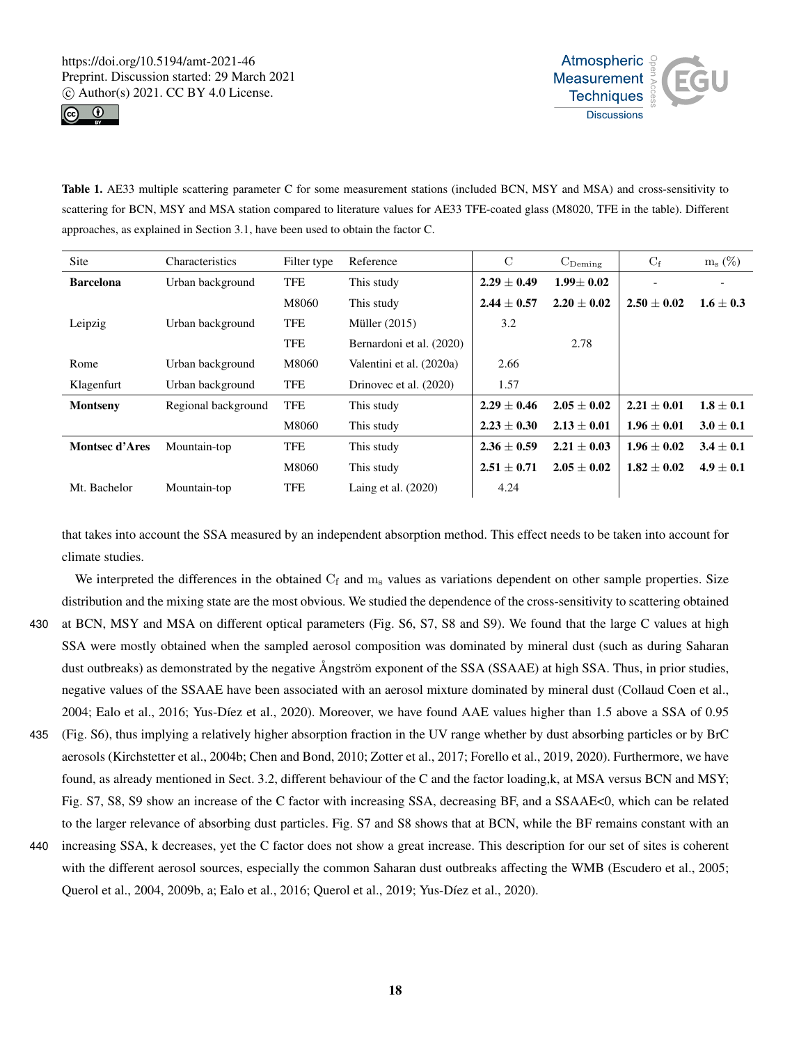Table 1. AE33 multiple scattering parameter C for some measurement stations (included BCN, MSY and MSA) and cross-sensitivity to scattering for BCN, MSY and MSA station compared to literature values for AE33 TFE-coated glass (M8020, TFE in the table). Different approaches, as explained in Section 3.1, have been used to obtain the factor C.

| Site | Characteristics | Filter type | Reference | C | $C_{Deming}$ | $C_f$ | $m_s$ (%) |
|---|---|---|---|---|---|---|---|
| **Barcelona** | Urban background | TFE | This study | **2.29 ± 0.49** | **1.99± 0.02** | - | - |
| | | M8060 | This study | **2.44 ± 0.57** | **2.20 ± 0.02** | **2.50 ± 0.02** | **1.6 ± 0.3** |
| Leipzig | Urban background | TFE | Müller (2015) | 3.2 | | | |
| | | TFE | Bernardoni et al. (2020) | | 2.78 | | |
| Rome | Urban background | M8060 | Valentini et al. (2020a) | 2.66 | | | |
| Klagenfurt | Urban background | TFE | Drinovec et al. (2020) | 1.57 | | | |
| **Montseny** | Regional background | TFE | This study | **2.29 ± 0.46** | **2.05 ± 0.02** | **2.21 ± 0.01** | **1.8 ± 0.1** |
| | | M8060 | This study | **2.23 ± 0.30** | **2.13 ± 0.01** | **1.96 ± 0.01** | **3.0 ± 0.1** |
| **Montsec d'Ares** | Mountain-top | TFE | This study | **2.36 ± 0.59** | **2.21 ± 0.03** | **1.96 ± 0.02** | **3.4 ± 0.1** |
| | | M8060 | This study | **2.51 ± 0.71** | **2.05 ± 0.02** | **1.82 ± 0.02** | **4.9 ± 0.1** |
| Mt. Bachelor | Mountain-top | TFE | Laing et al. (2020) | 4.24 | | | |

that takes into account the SSA measured by an independent absorption method. This effect needs to be taken into account for climate studies.

We interpreted the differences in the obtained $C_f$ and $m_s$ values as variations dependent on other sample properties. Size distribution and the mixing state are the most obvious. We studied the dependence of the cross-sensitivity to scattering obtained at BCN, MSY and MSA on different optical parameters (Fig. S6, S7, S8 and S9). We found that the large C values at high SSA were mostly obtained when the sampled aerosol composition was dominated by mineral dust (such as during Saharan dust outbreaks) as demonstrated by the negative Ångström exponent of the SSA (SSAAE) at high SSA. Thus, in prior studies, negative values of the SSAAE have been associated with an aerosol mixture dominated by mineral dust (Collaud Coen et al., 2004; Ealo et al., 2016; Yus-Díez et al., 2020). Moreover, we have found AAE values higher than 1.5 above a SSA of 0.95 (Fig. S6), thus implying a relatively higher absorption fraction in the UV range whether by dust absorbing particles or by BrC aerosols (Kirchstetter et al., 2004b; Chen and Bond, 2010; Zotter et al., 2017; Forello et al., 2019, 2020). Furthermore, we have found, as already mentioned in Sect. 3.2, different behaviour of the C and the factor loading,k, at MSA versus BCN and MSY; Fig. S7, S8, S9 show an increase of the C factor with increasing SSA, decreasing BF, and a SSAAE<0, which can be related to the larger relevance of absorbing dust particles. Fig. S7 and S8 shows that at BCN, while the BF remains constant with an increasing SSA, k decreases, yet the C factor does not show a great increase. This description for our set of sites is coherent with the different aerosol sources, especially the common Saharan dust outbreaks affecting the WMB (Escudero et al., 2005; Querol et al., 2004, 2009b, a; Ealo et al., 2016; Querol et al., 2019; Yus-Díez et al., 2020).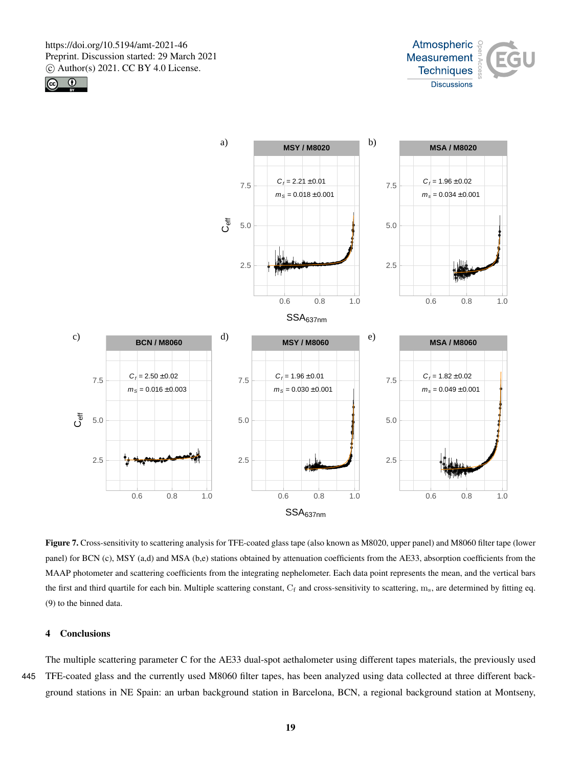**Figure 7.** Cross-sensitivity to scattering analysis for TFE-coated glass tape (also known as M8020, upper panel) and M8060 filter tape (lower panel) for BCN (c), MSY (a,d) and MSA (b,e) stations obtained by attenuation coefficients from the AE33, absorption coefficients from the MAAP photometer and scattering coefficients from the integrating nephelometer. Each data point represents the mean, and the vertical bars the first and third quartile for each bin. Multiple scattering constant, $C_f$ and cross-sensitivity to scattering, $m_s$, are determined by fitting eq. (9) to the binned data.

## 4 Conclusions

The multiple scattering parameter C for the AE33 dual-spot aethalometer using different tapes materials, the previously used TFE-coated glass and the currently used M8060 filter tapes, has been analyzed using data collected at three different background stations in NE Spain: an urban background station in Barcelona, BCN, a regional background station at Montseny,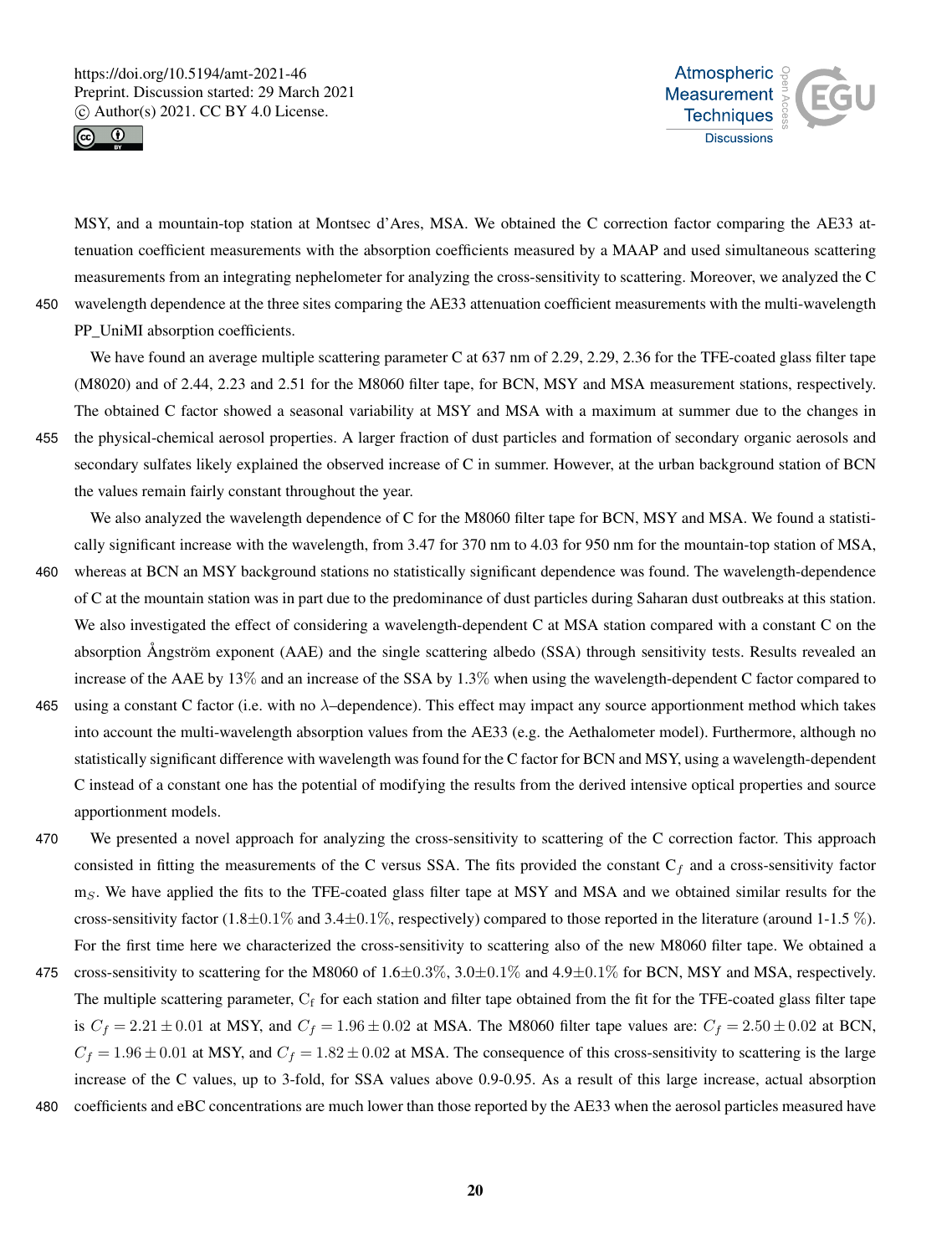MSY, and a mountain-top station at Montsec d'Ares, MSA. We obtained the C correction factor comparing the AE33 attenuation coefficient measurements with the absorption coefficients measured by a MAAP and used simultaneous scattering measurements from an integrating nephelometer for analyzing the cross-sensitivity to scattering. Moreover, we analyzed the C wavelength dependence at the three sites comparing the AE33 attenuation coefficient measurements with the multi-wavelength PP_UniMI absorption coefficients.

We have found an average multiple scattering parameter C at 637 nm of 2.29, 2.29, 2.36 for the TFE-coated glass filter tape (M8020) and of 2.44, 2.23 and 2.51 for the M8060 filter tape, for BCN, MSY and MSA measurement stations, respectively. The obtained C factor showed a seasonal variability at MSY and MSA with a maximum at summer due to the changes in the physical-chemical aerosol properties. A larger fraction of dust particles and formation of secondary organic aerosols and secondary sulfates likely explained the observed increase of C in summer. However, at the urban background station of BCN the values remain fairly constant throughout the year.

We also analyzed the wavelength dependence of C for the M8060 filter tape for BCN, MSY and MSA. We found a statistically significant increase with the wavelength, from 3.47 for 370 nm to 4.03 for 950 nm for the mountain-top station of MSA, whereas at BCN an MSY background stations no statistically significant dependence was found. The wavelength-dependence of C at the mountain station was in part due to the predominance of dust particles during Saharan dust outbreaks at this station. We also investigated the effect of considering a wavelength-dependent C at MSA station compared with a constant C on the absorption Ångström exponent (AAE) and the single scattering albedo (SSA) through sensitivity tests. Results revealed an increase of the AAE by 13% and an increase of the SSA by 1.3% when using the wavelength-dependent C factor compared to using a constant C factor (i.e. with no $\lambda$–dependence). This effect may impact any source apportionment method which takes into account the multi-wavelength absorption values from the AE33 (e.g. the Aethalometer model). Furthermore, although no statistically significant difference with wavelength was found for the C factor for BCN and MSY, using a wavelength-dependent C instead of a constant one has the potential of modifying the results from the derived intensive optical properties and source apportionment models.

We presented a novel approach for analyzing the cross-sensitivity to scattering of the C correction factor. This approach consisted in fitting the measurements of the C versus SSA. The fits provided the constant $C_f$ and a cross-sensitivity factor $m_S$. We have applied the fits to the TFE-coated glass filter tape at MSY and MSA and we obtained similar results for the cross-sensitivity factor (1.8±0.1% and 3.4±0.1%, respectively) compared to those reported in the literature (around 1-1.5 %). For the first time here we characterized the cross-sensitivity to scattering also of the new M8060 filter tape. We obtained a cross-sensitivity to scattering for the M8060 of 1.6±0.3%, 3.0±0.1% and 4.9±0.1% for BCN, MSY and MSA, respectively. The multiple scattering parameter, $C_f$ for each station and filter tape obtained from the fit for the TFE-coated glass filter tape is $C_f = 2.21 \pm 0.01$ at MSY, and $C_f = 1.96 \pm 0.02$ at MSA. The M8060 filter tape values are: $C_f = 2.50 \pm 0.02$ at BCN, $C_f = 1.96 \pm 0.01$ at MSY, and $C_f = 1.82 \pm 0.02$ at MSA. The consequence of this cross-sensitivity to scattering is the large increase of the C values, up to 3-fold, for SSA values above 0.9-0.95. As a result of this large increase, actual absorption coefficients and eBC concentrations are much lower than those reported by the AE33 when the aerosol particles measured have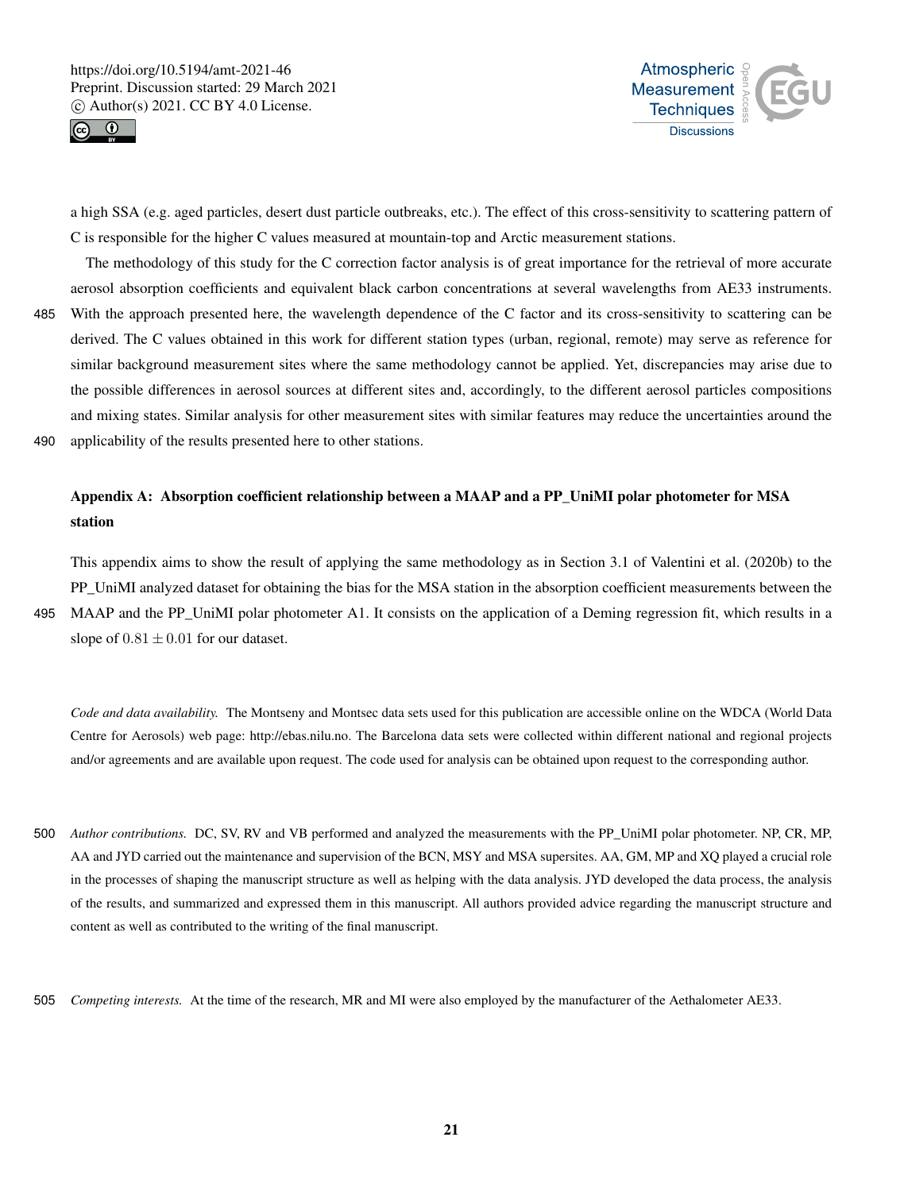a high SSA (e.g. aged particles, desert dust particle outbreaks, etc.). The effect of this cross-sensitivity to scattering pattern of C is responsible for the higher C values measured at mountain-top and Arctic measurement stations.

The methodology of this study for the C correction factor analysis is of great importance for the retrieval of more accurate aerosol absorption coefficients and equivalent black carbon concentrations at several wavelengths from AE33 instruments. With the approach presented here, the wavelength dependence of the C factor and its cross-sensitivity to scattering can be derived. The C values obtained in this work for different station types (urban, regional, remote) may serve as reference for similar background measurement sites where the same methodology cannot be applied. Yet, discrepancies may arise due to the possible differences in aerosol sources at different sites and, accordingly, to the different aerosol particles compositions and mixing states. Similar analysis for other measurement sites with similar features may reduce the uncertainties around the applicability of the results presented here to other stations.

## Appendix A: Absorption coefficient relationship between a MAAP and a PP_UniMI polar photometer for MSA station

This appendix aims to show the result of applying the same methodology as in Section 3.1 of Valentini et al. (2020b) to the PP_UniMI analyzed dataset for obtaining the bias for the MSA station in the absorption coefficient measurements between the MAAP and the PP_UniMI polar photometer A1. It consists on the application of a Deming regression fit, which results in a slope of $0.81 \pm 0.01$ for our dataset.

*Code and data availability.* The Montseny and Montsec data sets used for this publication are accessible online on the WDCA (World Data Centre for Aerosols) web page: http://ebas.nilu.no. The Barcelona data sets were collected within different national and regional projects and/or agreements and are available upon request. The code used for analysis can be obtained upon request to the corresponding author.

*Author contributions.* DC, SV, RV and VB performed and analyzed the measurements with the PP_UniMI polar photometer. NP, CR, MP, AA and JYD carried out the maintenance and supervision of the BCN, MSY and MSA supersites. AA, GM, MP and XQ played a crucial role in the processes of shaping the manuscript structure as well as helping with the data analysis. JYD developed the data process, the analysis of the results, and summarized and expressed them in this manuscript. All authors provided advice regarding the manuscript structure and content as well as contributed to the writing of the final manuscript.

*Competing interests.* At the time of the research, MR and MI were also employed by the manufacturer of the Aethalometer AE33.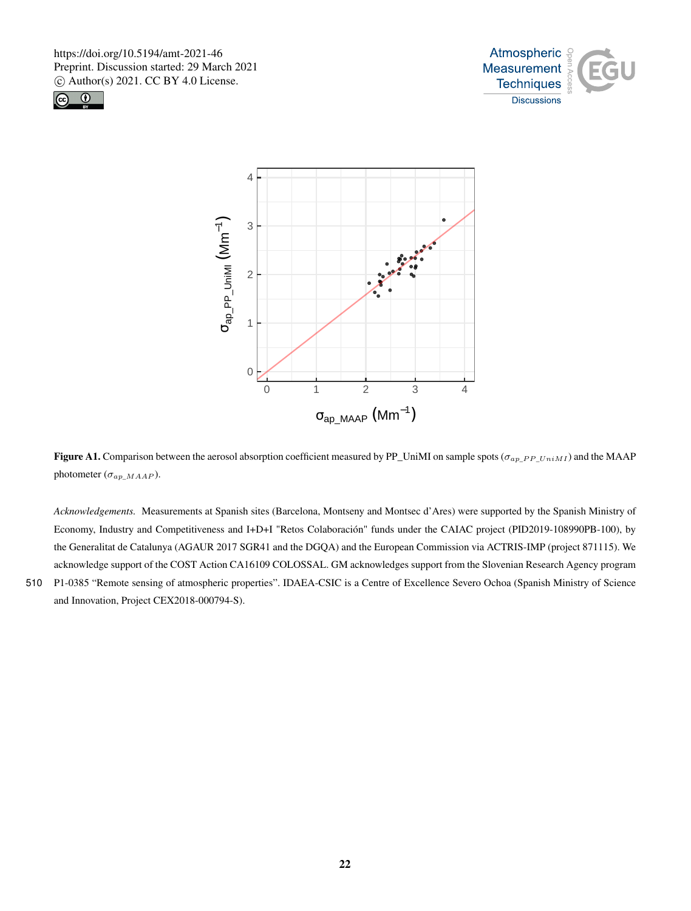**Figure A1.** Comparison between the aerosol absorption coefficient measured by PP_UniMI on sample spots ($\sigma_{ap\_PP\_UniMI}$) and the MAAP photometer ($\sigma_{ap\_MAAP}$).

*Acknowledgements.* Measurements at Spanish sites (Barcelona, Montseny and Montsec d'Ares) were supported by the Spanish Ministry of Economy, Industry and Competitiveness and I+D+I "Retos Colaboración" funds under the CAIAC project (PID2019-108990PB-100), by the Generalitat de Catalunya (AGAUR 2017 SGR41 and the DGQA) and the European Commission via ACTRIS-IMP (project 871115). We acknowledge support of the COST Action CA16109 COLOSSAL. GM acknowledges support from the Slovenian Research Agency program P1-0385 "Remote sensing of atmospheric properties". IDAEA-CSIC is a Centre of Excellence Severo Ochoa (Spanish Ministry of Science and Innovation, Project CEX2018-000794-S).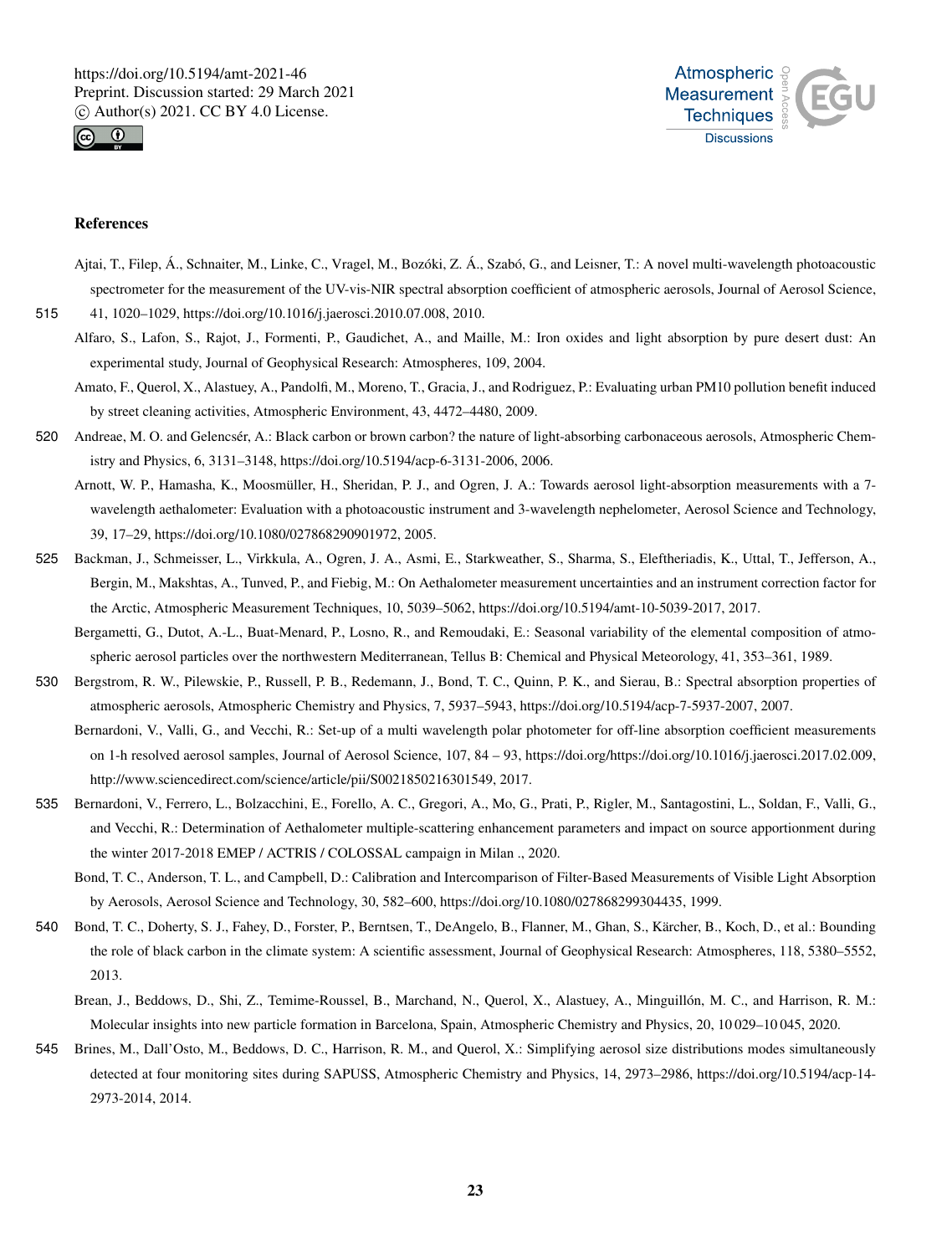## References

Ajtai, T., Filep, Á., Schnaiter, M., Linke, C., Vragel, M., Bozóki, Z. Á., Szabó, G., and Leisner, T.: A novel multi-wavelength photoacoustic spectrometer for the measurement of the UV-vis-NIR spectral absorption coefficient of atmospheric aerosols, Journal of Aerosol Science, 41, 1020–1029, https://doi.org/10.1016/j.jaerosci.2010.07.008, 2010.

Alfaro, S., Lafon, S., Rajot, J., Formenti, P., Gaudichet, A., and Maille, M.: Iron oxides and light absorption by pure desert dust: An experimental study, Journal of Geophysical Research: Atmospheres, 109, 2004.

Amato, F., Querol, X., Alastuey, A., Pandolfi, M., Moreno, T., Gracia, J., and Rodriguez, P.: Evaluating urban PM10 pollution benefit induced by street cleaning activities, Atmospheric Environment, 43, 4472–4480, 2009.

Andreae, M. O. and Gelencsér, A.: Black carbon or brown carbon? the nature of light-absorbing carbonaceous aerosols, Atmospheric Chemistry and Physics, 6, 3131–3148, https://doi.org/10.5194/acp-6-3131-2006, 2006.

Arnott, W. P., Hamasha, K., Moosmüller, H., Sheridan, P. J., and Ogren, J. A.: Towards aerosol light-absorption measurements with a 7-wavelength aethalometer: Evaluation with a photoacoustic instrument and 3-wavelength nephelometer, Aerosol Science and Technology, 39, 17–29, https://doi.org/10.1080/027868290901972, 2005.

Backman, J., Schmeisser, L., Virkkula, A., Ogren, J. A., Asmi, E., Starkweather, S., Sharma, S., Eleftheriadis, K., Uttal, T., Jefferson, A., Bergin, M., Makshtas, A., Tunved, P., and Fiebig, M.: On Aethalometer measurement uncertainties and an instrument correction factor for the Arctic, Atmospheric Measurement Techniques, 10, 5039–5062, https://doi.org/10.5194/amt-10-5039-2017, 2017.

Bergametti, G., Dutot, A.-L., Buat-Menard, P., Losno, R., and Remoudaki, E.: Seasonal variability of the elemental composition of atmospheric aerosol particles over the northwestern Mediterranean, Tellus B: Chemical and Physical Meteorology, 41, 353–361, 1989.

Bergstrom, R. W., Pilewskie, P., Russell, P. B., Redemann, J., Bond, T. C., Quinn, P. K., and Sierau, B.: Spectral absorption properties of atmospheric aerosols, Atmospheric Chemistry and Physics, 7, 5937–5943, https://doi.org/10.5194/acp-7-5937-2007, 2007.

Bernardoni, V., Valli, G., and Vecchi, R.: Set-up of a multi wavelength polar photometer for off-line absorption coefficient measurements on 1-h resolved aerosol samples, Journal of Aerosol Science, 107, 84 – 93, https://doi.org/https://doi.org/10.1016/j.jaerosci.2017.02.009, http://www.sciencedirect.com/science/article/pii/S0021850216301549, 2017.

Bernardoni, V., Ferrero, L., Bolzacchini, E., Forello, A. C., Gregori, A., Mo, G., Prati, P., Rigler, M., Santagostini, L., Soldan, F., Valli, G., and Vecchi, R.: Determination of Aethalometer multiple-scattering enhancement parameters and impact on source apportionment during the winter 2017-2018 EMEP / ACTRIS / COLOSSAL campaign in Milan ., 2020.

Bond, T. C., Anderson, T. L., and Campbell, D.: Calibration and Intercomparison of Filter-Based Measurements of Visible Light Absorption by Aerosols, Aerosol Science and Technology, 30, 582–600, https://doi.org/10.1080/027868299304435, 1999.

Bond, T. C., Doherty, S. J., Fahey, D., Forster, P., Berntsen, T., DeAngelo, B., Flanner, M., Ghan, S., Kärcher, B., Koch, D., et al.: Bounding the role of black carbon in the climate system: A scientific assessment, Journal of Geophysical Research: Atmospheres, 118, 5380–5552, 2013.

Brean, J., Beddows, D., Shi, Z., Temime-Roussel, B., Marchand, N., Querol, X., Alastuey, A., Minguillón, M. C., and Harrison, R. M.: Molecular insights into new particle formation in Barcelona, Spain, Atmospheric Chemistry and Physics, 20, 10 029–10 045, 2020.

Brines, M., Dall'Osto, M., Beddows, D. C., Harrison, R. M., and Querol, X.: Simplifying aerosol size distributions modes simultaneously detected at four monitoring sites during SAPUSS, Atmospheric Chemistry and Physics, 14, 2973–2986, https://doi.org/10.5194/acp-14-2973-2014, 2014.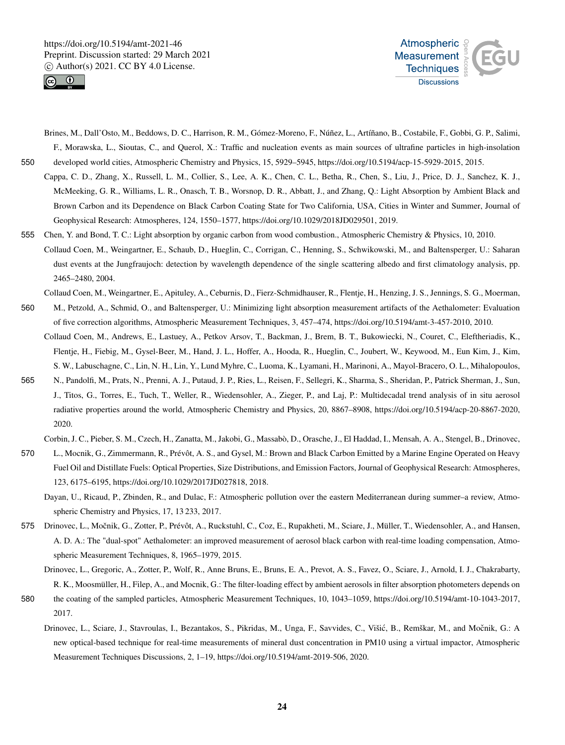Brines, M., Dall'Osto, M., Beddows, D. C., Harrison, R. M., Gómez-Moreno, F., Núñez, L., Artíñano, B., Costabile, F., Gobbi, G. P., Salimi, F., Morawska, L., Sioutas, C., and Querol, X.: Traffic and nucleation events as main sources of ultrafine particles in high-insolation developed world cities, Atmospheric Chemistry and Physics, 15, 5929–5945, https://doi.org/10.5194/acp-15-5929-2015, 2015.

Cappa, C. D., Zhang, X., Russell, L. M., Collier, S., Lee, A. K., Chen, C. L., Betha, R., Chen, S., Liu, J., Price, D. J., Sanchez, K. J., McMeeking, G. R., Williams, L. R., Onasch, T. B., Worsnop, D. R., Abbatt, J., and Zhang, Q.: Light Absorption by Ambient Black and Brown Carbon and its Dependence on Black Carbon Coating State for Two California, USA, Cities in Winter and Summer, Journal of Geophysical Research: Atmospheres, 124, 1550–1577, https://doi.org/10.1029/2018JD029501, 2019.

Chen, Y. and Bond, T. C.: Light absorption by organic carbon from wood combustion., Atmospheric Chemistry & Physics, 10, 2010.

Collaud Coen, M., Weingartner, E., Schaub, D., Hueglin, C., Corrigan, C., Henning, S., Schwikowski, M., and Baltensperger, U.: Saharan dust events at the Jungfraujoch: detection by wavelength dependence of the single scattering albedo and first climatology analysis, pp. 2465–2480, 2004.

Collaud Coen, M., Weingartner, E., Apituley, A., Ceburnis, D., Fierz-Schmidhauser, R., Flentje, H., Henzing, J. S., Jennings, S. G., Moerman, M., Petzold, A., Schmid, O., and Baltensperger, U.: Minimizing light absorption measurement artifacts of the Aethalometer: Evaluation of five correction algorithms, Atmospheric Measurement Techniques, 3, 457–474, https://doi.org/10.5194/amt-3-457-2010, 2010.

Collaud Coen, M., Andrews, E., Lastuey, A., Petkov Arsov, T., Backman, J., Brem, B. T., Bukowiecki, N., Couret, C., Eleftheriadis, K., Flentje, H., Fiebig, M., Gysel-Beer, M., Hand, J. L., Hoffer, A., Hooda, R., Hueglin, C., Joubert, W., Keywood, M., Eun Kim, J., Kim, S. W., Labuschagne, C., Lin, N. H., Lin, Y., Lund Myhre, C., Luoma, K., Lyamani, H., Marinoni, A., Mayol-Bracero, O. L., Mihalopoulos, N., Pandolfi, M., Prats, N., Prenni, A. J., Putaud, J. P., Ries, L., Reisen, F., Sellegri, K., Sharma, S., Sheridan, P., Patrick Sherman, J., Sun, J., Titos, G., Torres, E., Tuch, T., Weller, R., Wiedensohler, A., Zieger, P., and Laj, P.: Multidecadal trend analysis of in situ aerosol radiative properties around the world, Atmospheric Chemistry and Physics, 20, 8867–8908, https://doi.org/10.5194/acp-20-8867-2020, 2020.

Corbin, J. C., Pieber, S. M., Czech, H., Zanatta, M., Jakobi, G., Massabò, D., Orasche, J., El Haddad, I., Mensah, A. A., Stengel, B., Drinovec, L., Mocnik, G., Zimmermann, R., Prévôt, A. S., and Gysel, M.: Brown and Black Carbon Emitted by a Marine Engine Operated on Heavy Fuel Oil and Distillate Fuels: Optical Properties, Size Distributions, and Emission Factors, Journal of Geophysical Research: Atmospheres, 123, 6175–6195, https://doi.org/10.1029/2017JD027818, 2018.

Dayan, U., Ricaud, P., Zbinden, R., and Dulac, F.: Atmospheric pollution over the eastern Mediterranean during summer–a review, Atmospheric Chemistry and Physics, 17, 13 233, 2017.

Drinovec, L., Močnik, G., Zotter, P., Prévôt, A., Ruckstuhl, C., Coz, E., Rupakheti, M., Sciare, J., Müller, T., Wiedensohler, A., and Hansen, A. D. A.: The "dual-spot" Aethalometer: an improved measurement of aerosol black carbon with real-time loading compensation, Atmospheric Measurement Techniques, 8, 1965–1979, 2015.

Drinovec, L., Gregoric, A., Zotter, P., Wolf, R., Anne Bruns, E., Bruns, E. A., Prevot, A. S., Favez, O., Sciare, J., Arnold, I. J., Chakrabarty, R. K., Moosmüller, H., Filep, A., and Mocnik, G.: The filter-loading effect by ambient aerosols in filter absorption photometers depends on the coating of the sampled particles, Atmospheric Measurement Techniques, 10, 1043–1059, https://doi.org/10.5194/amt-10-1043-2017, 2017.

Drinovec, L., Sciare, J., Stavroulas, I., Bezantakos, S., Pikridas, M., Unga, F., Savvides, C., Višić, B., Remškar, M., and Močnik, G.: A new optical-based technique for real-time measurements of mineral dust concentration in PM10 using a virtual impactor, Atmospheric Measurement Techniques Discussions, 2, 1–19, https://doi.org/10.5194/amt-2019-506, 2020.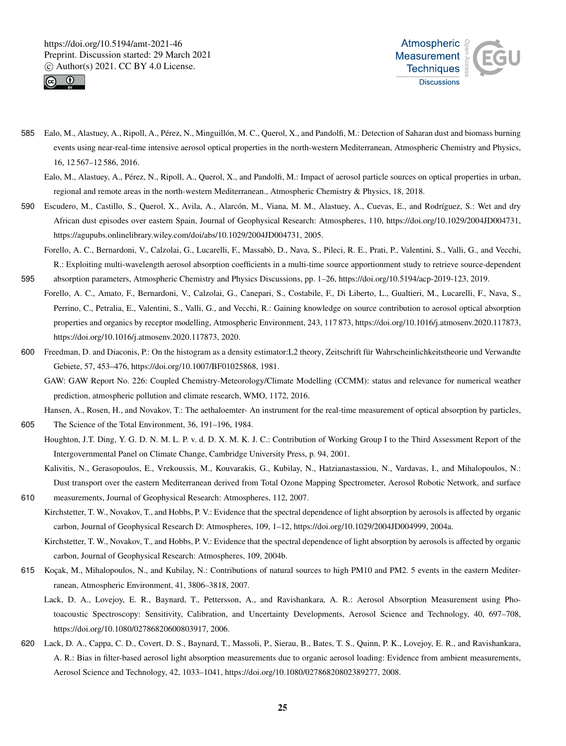Ealo, M., Alastuey, A., Ripoll, A., Pérez, N., Minguillón, M. C., Querol, X., and Pandolfi, M.: Detection of Saharan dust and biomass burning events using near-real-time intensive aerosol optical properties in the north-western Mediterranean, Atmospheric Chemistry and Physics, 16, 12 567–12 586, 2016.

Ealo, M., Alastuey, A., Pérez, N., Ripoll, A., Querol, X., and Pandolfi, M.: Impact of aerosol particle sources on optical properties in urban, regional and remote areas in the north-western Mediterranean., Atmospheric Chemistry & Physics, 18, 2018.

Escudero, M., Castillo, S., Querol, X., Avila, A., Alarcón, M., Viana, M. M., Alastuey, A., Cuevas, E., and Rodríguez, S.: Wet and dry African dust episodes over eastern Spain, Journal of Geophysical Research: Atmospheres, 110, https://doi.org/10.1029/2004JD004731, https://agupubs.onlinelibrary.wiley.com/doi/abs/10.1029/2004JD004731, 2005.

Forello, A. C., Bernardoni, V., Calzolai, G., Lucarelli, F., Massabò, D., Nava, S., Pileci, R. E., Prati, P., Valentini, S., Valli, G., and Vecchi, R.: Exploiting multi-wavelength aerosol absorption coefficients in a multi-time source apportionment study to retrieve source-dependent absorption parameters, Atmospheric Chemistry and Physics Discussions, pp. 1–26, https://doi.org/10.5194/acp-2019-123, 2019.

Forello, A. C., Amato, F., Bernardoni, V., Calzolai, G., Canepari, S., Costabile, F., Di Liberto, L., Gualtieri, M., Lucarelli, F., Nava, S., Perrino, C., Petralia, E., Valentini, S., Valli, G., and Vecchi, R.: Gaining knowledge on source contribution to aerosol optical absorption properties and organics by receptor modelling, Atmospheric Environment, 243, 117 873, https://doi.org/10.1016/j.atmosenv.2020.117873, https://doi.org/10.1016/j.atmosenv.2020.117873, 2020.

Freedman, D. and Diaconis, P.: On the histogram as a density estimator:L2 theory, Zeitschrift für Wahrscheinlichkeitstheorie und Verwandte Gebiete, 57, 453–476, https://doi.org/10.1007/BF01025868, 1981.

GAW: GAW Report No. 226: Coupled Chemistry-Meteorology/Climate Modelling (CCMM): status and relevance for numerical weather prediction, atmospheric pollution and climate research, WMO, 1172, 2016.

Hansen, A., Rosen, H., and Novakov, T.: The aethaloemter- An instrument for the real-time measurement of optical absorption by particles, The Science of the Total Environment, 36, 191–196, 1984.

Houghton, J.T. Ding, Y. G. D. N. M. L. P. v. d. D. X. M. K. J. C.: Contribution of Working Group I to the Third Assessment Report of the Intergovernmental Panel on Climate Change, Cambridge University Press, p. 94, 2001.

Kalivitis, N., Gerasopoulos, E., Vrekoussis, M., Kouvarakis, G., Kubilay, N., Hatzianastassiou, N., Vardavas, I., and Mihalopoulos, N.: Dust transport over the eastern Mediterranean derived from Total Ozone Mapping Spectrometer, Aerosol Robotic Network, and surface measurements, Journal of Geophysical Research: Atmospheres, 112, 2007.

Kirchstetter, T. W., Novakov, T., and Hobbs, P. V.: Evidence that the spectral dependence of light absorption by aerosols is affected by organic carbon, Journal of Geophysical Research D: Atmospheres, 109, 1–12, https://doi.org/10.1029/2004JD004999, 2004a.

Kirchstetter, T. W., Novakov, T., and Hobbs, P. V.: Evidence that the spectral dependence of light absorption by aerosols is affected by organic carbon, Journal of Geophysical Research: Atmospheres, 109, 2004b.

Koçak, M., Mihalopoulos, N., and Kubilay, N.: Contributions of natural sources to high PM10 and PM2. 5 events in the eastern Mediterranean, Atmospheric Environment, 41, 3806–3818, 2007.

Lack, D. A., Lovejoy, E. R., Baynard, T., Pettersson, A., and Ravishankara, A. R.: Aerosol Absorption Measurement using Photoacoustic Spectroscopy: Sensitivity, Calibration, and Uncertainty Developments, Aerosol Science and Technology, 40, 697–708, https://doi.org/10.1080/02786820600803917, 2006.

Lack, D. A., Cappa, C. D., Covert, D. S., Baynard, T., Massoli, P., Sierau, B., Bates, T. S., Quinn, P. K., Lovejoy, E. R., and Ravishankara, A. R.: Bias in filter-based aerosol light absorption measurements due to organic aerosol loading: Evidence from ambient measurements, Aerosol Science and Technology, 42, 1033–1041, https://doi.org/10.1080/02786820802389277, 2008.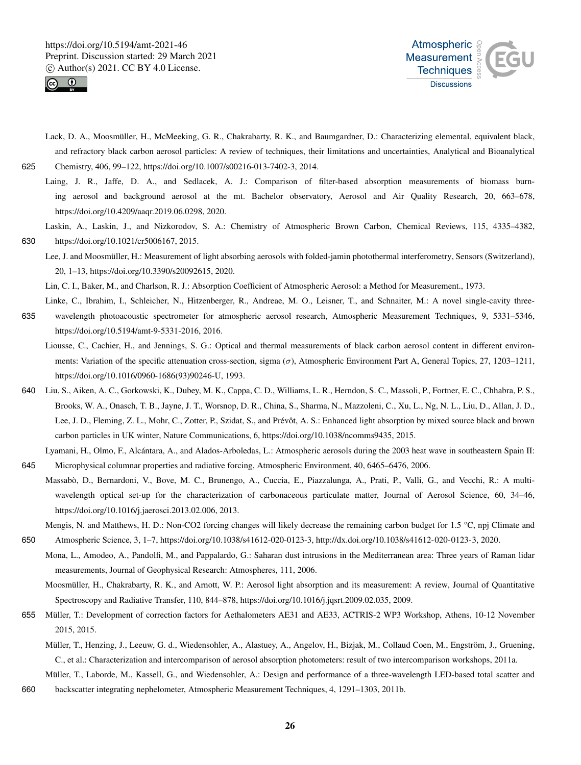Lack, D. A., Moosmüller, H., McMeeking, G. R., Chakrabarty, R. K., and Baumgardner, D.: Characterizing elemental, equivalent black, and refractory black carbon aerosol particles: A review of techniques, their limitations and uncertainties, Analytical and Bioanalytical Chemistry, 406, 99–122, https://doi.org/10.1007/s00216-013-7402-3, 2014.

Laing, J. R., Jaffe, D. A., and Sedlacek, A. J.: Comparison of filter-based absorption measurements of biomass burning aerosol and background aerosol at the mt. Bachelor observatory, Aerosol and Air Quality Research, 20, 663–678, https://doi.org/10.4209/aaqr.2019.06.0298, 2020.

Laskin, A., Laskin, J., and Nizkorodov, S. A.: Chemistry of Atmospheric Brown Carbon, Chemical Reviews, 115, 4335–4382, https://doi.org/10.1021/cr5006167, 2015.

Lee, J. and Moosmüller, H.: Measurement of light absorbing aerosols with folded-jamin photothermal interferometry, Sensors (Switzerland), 20, 1–13, https://doi.org/10.3390/s20092615, 2020.

Lin, C. I., Baker, M., and Charlson, R. J.: Absorption Coefficient of Atmospheric Aerosol: a Method for Measurement., 1973.

Linke, C., Ibrahim, I., Schleicher, N., Hitzenberger, R., Andreae, M. O., Leisner, T., and Schnaiter, M.: A novel single-cavity three-wavelength photoacoustic spectrometer for atmospheric aerosol research, Atmospheric Measurement Techniques, 9, 5331–5346, https://doi.org/10.5194/amt-9-5331-2016, 2016.

Liousse, C., Cachier, H., and Jennings, S. G.: Optical and thermal measurements of black carbon aerosol content in different environments: Variation of the specific attenuation cross-section, sigma ($\sigma$), Atmospheric Environment Part A, General Topics, 27, 1203–1211, https://doi.org/10.1016/0960-1686(93)90246-U, 1993.

Liu, S., Aiken, A. C., Gorkowski, K., Dubey, M. K., Cappa, C. D., Williams, L. R., Herndon, S. C., Massoli, P., Fortner, E. C., Chhabra, P. S., Brooks, W. A., Onasch, T. B., Jayne, J. T., Worsnop, D. R., China, S., Sharma, N., Mazzoleni, C., Xu, L., Ng, N. L., Liu, D., Allan, J. D., Lee, J. D., Fleming, Z. L., Mohr, C., Zotter, P., Szidat, S., and Prévôt, A. S.: Enhanced light absorption by mixed source black and brown carbon particles in UK winter, Nature Communications, 6, https://doi.org/10.1038/ncomms9435, 2015.

Lyamani, H., Olmo, F., Alcántara, A., and Alados-Arboledas, L.: Atmospheric aerosols during the 2003 heat wave in southeastern Spain II: Microphysical columnar properties and radiative forcing, Atmospheric Environment, 40, 6465–6476, 2006.

Massabò, D., Bernardoni, V., Bove, M. C., Brunengo, A., Cuccia, E., Piazzalunga, A., Prati, P., Valli, G., and Vecchi, R.: A multi-wavelength optical set-up for the characterization of carbonaceous particulate matter, Journal of Aerosol Science, 60, 34–46, https://doi.org/10.1016/j.jaerosci.2013.02.006, 2013.

Mengis, N. and Matthews, H. D.: Non-CO2 forcing changes will likely decrease the remaining carbon budget for 1.5 °C, npj Climate and Atmospheric Science, 3, 1–7, https://doi.org/10.1038/s41612-020-0123-3, http://dx.doi.org/10.1038/s41612-020-0123-3, 2020.

Mona, L., Amodeo, A., Pandolfi, M., and Pappalardo, G.: Saharan dust intrusions in the Mediterranean area: Three years of Raman lidar measurements, Journal of Geophysical Research: Atmospheres, 111, 2006.

Moosmüller, H., Chakrabarty, R. K., and Arnott, W. P.: Aerosol light absorption and its measurement: A review, Journal of Quantitative Spectroscopy and Radiative Transfer, 110, 844–878, https://doi.org/10.1016/j.jqsrt.2009.02.035, 2009.

Müller, T.: Development of correction factors for Aethalometers AE31 and AE33, ACTRIS-2 WP3 Workshop, Athens, 10-12 November 2015, 2015.

Müller, T., Henzing, J., Leeuw, G. d., Wiedensohler, A., Alastuey, A., Angelov, H., Bizjak, M., Collaud Coen, M., Engström, J., Gruening, C., et al.: Characterization and intercomparison of aerosol absorption photometers: result of two intercomparison workshops, 2011a.

Müller, T., Laborde, M., Kassell, G., and Wiedensohler, A.: Design and performance of a three-wavelength LED-based total scatter and backscatter integrating nephelometer, Atmospheric Measurement Techniques, 4, 1291–1303, 2011b.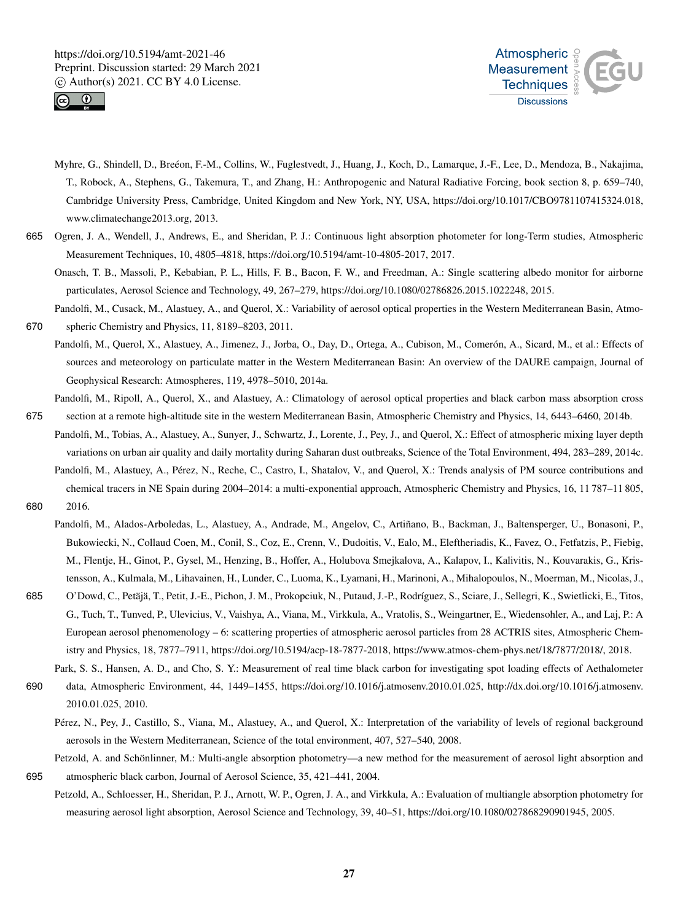Myhre, G., Shindell, D., Breéon, F.-M., Collins, W., Fuglestvedt, J., Huang, J., Koch, D., Lamarque, J.-F., Lee, D., Mendoza, B., Nakajima, T., Robock, A., Stephens, G., Takemura, T., and Zhang, H.: Anthropogenic and Natural Radiative Forcing, book section 8, p. 659–740, Cambridge University Press, Cambridge, United Kingdom and New York, NY, USA, https://doi.org/10.1017/CBO9781107415324.018, www.climatechange2013.org, 2013.

Ogren, J. A., Wendell, J., Andrews, E., and Sheridan, P. J.: Continuous light absorption photometer for long-Term studies, Atmospheric Measurement Techniques, 10, 4805–4818, https://doi.org/10.5194/amt-10-4805-2017, 2017.

Onasch, T. B., Massoli, P., Kebabian, P. L., Hills, F. B., Bacon, F. W., and Freedman, A.: Single scattering albedo monitor for airborne particulates, Aerosol Science and Technology, 49, 267–279, https://doi.org/10.1080/02786826.2015.1022248, 2015.

Pandolfi, M., Cusack, M., Alastuey, A., and Querol, X.: Variability of aerosol optical properties in the Western Mediterranean Basin, Atmospheric Chemistry and Physics, 11, 8189–8203, 2011.

Pandolfi, M., Querol, X., Alastuey, A., Jimenez, J., Jorba, O., Day, D., Ortega, A., Cubison, M., Comerón, A., Sicard, M., et al.: Effects of sources and meteorology on particulate matter in the Western Mediterranean Basin: An overview of the DAURE campaign, Journal of Geophysical Research: Atmospheres, 119, 4978–5010, 2014a.

Pandolfi, M., Ripoll, A., Querol, X., and Alastuey, A.: Climatology of aerosol optical properties and black carbon mass absorption cross section at a remote high-altitude site in the western Mediterranean Basin, Atmospheric Chemistry and Physics, 14, 6443–6460, 2014b.

Pandolfi, M., Tobias, A., Alastuey, A., Sunyer, J., Schwartz, J., Lorente, J., Pey, J., and Querol, X.: Effect of atmospheric mixing layer depth variations on urban air quality and daily mortality during Saharan dust outbreaks, Science of the Total Environment, 494, 283–289, 2014c.

Pandolfi, M., Alastuey, A., Pérez, N., Reche, C., Castro, I., Shatalov, V., and Querol, X.: Trends analysis of PM source contributions and chemical tracers in NE Spain during 2004–2014: a multi-exponential approach, Atmospheric Chemistry and Physics, 16, 11 787–11 805, 2016.

Pandolfi, M., Alados-Arboledas, L., Alastuey, A., Andrade, M., Angelov, C., Artiñano, B., Backman, J., Baltensperger, U., Bonasoni, P., Bukowiecki, N., Collaud Coen, M., Conil, S., Coz, E., Crenn, V., Dudoitis, V., Ealo, M., Eleftheriadis, K., Favez, O., Fetfatzis, P., Fiebig, M., Flentje, H., Ginot, P., Gysel, M., Henzing, B., Hoffer, A., Holubova Smejkalova, A., Kalapov, I., Kalivitis, N., Kouvarakis, G., Kristensson, A., Kulmala, M., Lihavainen, H., Lunder, C., Luoma, K., Lyamani, H., Marinoni, A., Mihalopoulos, N., Moerman, M., Nicolas, J., O'Dowd, C., Petäjä, T., Petit, J.-E., Pichon, J. M., Prokopciuk, N., Putaud, J.-P., Rodríguez, S., Sciare, J., Sellegri, K., Swietlicki, E., Titos, G., Tuch, T., Tunved, P., Ulevicius, V., Vaishya, A., Viana, M., Virkkula, A., Vratolis, S., Weingartner, E., Wiedensohler, A., and Laj, P.: A European aerosol phenomenology – 6: scattering properties of atmospheric aerosol particles from 28 ACTRIS sites, Atmospheric Chemistry and Physics, 18, 7877–7911, https://doi.org/10.5194/acp-18-7877-2018, https://www.atmos-chem-phys.net/18/7877/2018/, 2018.

Park, S. S., Hansen, A. D., and Cho, S. Y.: Measurement of real time black carbon for investigating spot loading effects of Aethalometer data, Atmospheric Environment, 44, 1449–1455, https://doi.org/10.1016/j.atmosenv.2010.01.025, http://dx.doi.org/10.1016/j.atmosenv.2010.01.025, 2010.

Pérez, N., Pey, J., Castillo, S., Viana, M., Alastuey, A., and Querol, X.: Interpretation of the variability of levels of regional background aerosols in the Western Mediterranean, Science of the total environment, 407, 527–540, 2008.

Petzold, A. and Schönlinner, M.: Multi-angle absorption photometry—a new method for the measurement of aerosol light absorption and atmospheric black carbon, Journal of Aerosol Science, 35, 421–441, 2004.

Petzold, A., Schloesser, H., Sheridan, P. J., Arnott, W. P., Ogren, J. A., and Virkkula, A.: Evaluation of multiangle absorption photometry for measuring aerosol light absorption, Aerosol Science and Technology, 39, 40–51, https://doi.org/10.1080/027868290901945, 2005.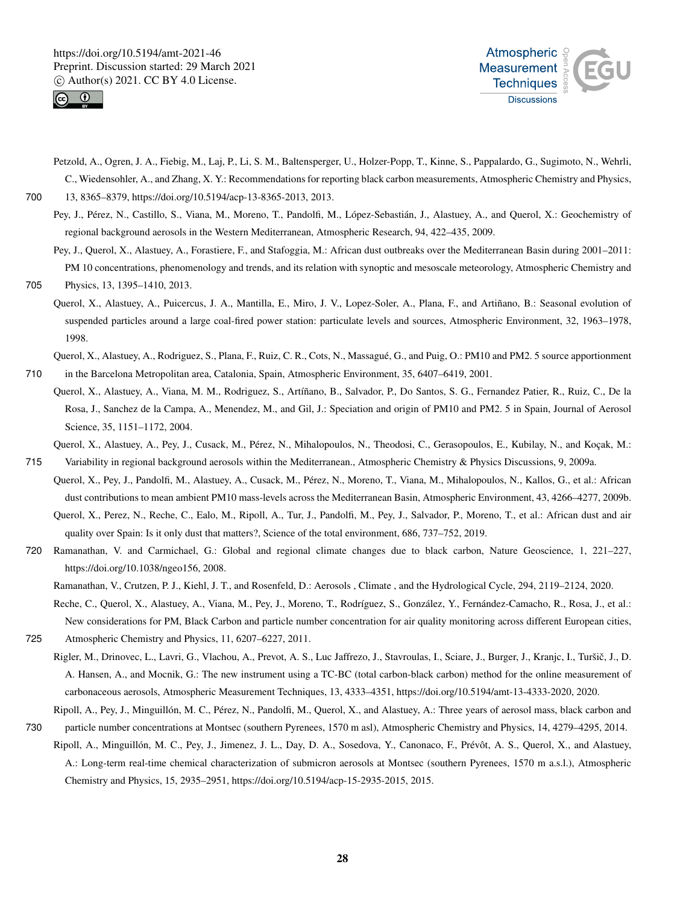Petzold, A., Ogren, J. A., Fiebig, M., Laj, P., Li, S. M., Baltensperger, U., Holzer-Popp, T., Kinne, S., Pappalardo, G., Sugimoto, N., Wehrli, C., Wiedensohler, A., and Zhang, X. Y.: Recommendations for reporting black carbon measurements, Atmospheric Chemistry and Physics, 13, 8365–8379, https://doi.org/10.5194/acp-13-8365-2013, 2013.

Pey, J., Pérez, N., Castillo, S., Viana, M., Moreno, T., Pandolfi, M., López-Sebastián, J., Alastuey, A., and Querol, X.: Geochemistry of regional background aerosols in the Western Mediterranean, Atmospheric Research, 94, 422–435, 2009.

Pey, J., Querol, X., Alastuey, A., Forastiere, F., and Stafoggia, M.: African dust outbreaks over the Mediterranean Basin during 2001–2011: PM 10 concentrations, phenomenology and trends, and its relation with synoptic and mesoscale meteorology, Atmospheric Chemistry and Physics, 13, 1395–1410, 2013.

Querol, X., Alastuey, A., Puicercus, J. A., Mantilla, E., Miro, J. V., Lopez-Soler, A., Plana, F., and Artiñano, B.: Seasonal evolution of suspended particles around a large coal-fired power station: particulate levels and sources, Atmospheric Environment, 32, 1963–1978, 1998.

Querol, X., Alastuey, A., Rodriguez, S., Plana, F., Ruiz, C. R., Cots, N., Massagué, G., and Puig, O.: PM10 and PM2. 5 source apportionment in the Barcelona Metropolitan area, Catalonia, Spain, Atmospheric Environment, 35, 6407–6419, 2001.

Querol, X., Alastuey, A., Viana, M. M., Rodriguez, S., Artíñano, B., Salvador, P., Do Santos, S. G., Fernandez Patier, R., Ruiz, C., De la Rosa, J., Sanchez de la Campa, A., Menendez, M., and Gil, J.: Speciation and origin of PM10 and PM2. 5 in Spain, Journal of Aerosol Science, 35, 1151–1172, 2004.

Querol, X., Alastuey, A., Pey, J., Cusack, M., Pérez, N., Mihalopoulos, N., Theodosi, C., Gerasopoulos, E., Kubilay, N., and Koçak, M.: Variability in regional background aerosols within the Mediterranean., Atmospheric Chemistry & Physics Discussions, 9, 2009a.

Querol, X., Pey, J., Pandolfi, M., Alastuey, A., Cusack, M., Pérez, N., Moreno, T., Viana, M., Mihalopoulos, N., Kallos, G., et al.: African dust contributions to mean ambient PM10 mass-levels across the Mediterranean Basin, Atmospheric Environment, 43, 4266–4277, 2009b.

Querol, X., Perez, N., Reche, C., Ealo, M., Ripoll, A., Tur, J., Pandolfi, M., Pey, J., Salvador, P., Moreno, T., et al.: African dust and air quality over Spain: Is it only dust that matters?, Science of the total environment, 686, 737–752, 2019.

Ramanathan, V. and Carmichael, G.: Global and regional climate changes due to black carbon, Nature Geoscience, 1, 221–227, https://doi.org/10.1038/ngeo156, 2008.

Ramanathan, V., Crutzen, P. J., Kiehl, J. T., and Rosenfeld, D.: Aerosols , Climate , and the Hydrological Cycle, 294, 2119–2124, 2020.

Reche, C., Querol, X., Alastuey, A., Viana, M., Pey, J., Moreno, T., Rodríguez, S., González, Y., Fernández-Camacho, R., Rosa, J., et al.: New considerations for PM, Black Carbon and particle number concentration for air quality monitoring across different European cities, Atmospheric Chemistry and Physics, 11, 6207–6227, 2011.

Rigler, M., Drinovec, L., Lavri, G., Vlachou, A., Prevot, A. S., Luc Jaffrezo, J., Stavroulas, I., Sciare, J., Burger, J., Kranjc, I., Turšič, J., D. A. Hansen, A., and Mocnik, G.: The new instrument using a TC-BC (total carbon-black carbon) method for the online measurement of carbonaceous aerosols, Atmospheric Measurement Techniques, 13, 4333–4351, https://doi.org/10.5194/amt-13-4333-2020, 2020.

Ripoll, A., Pey, J., Minguillón, M. C., Pérez, N., Pandolfi, M., Querol, X., and Alastuey, A.: Three years of aerosol mass, black carbon and particle number concentrations at Montsec (southern Pyrenees, 1570 m asl), Atmospheric Chemistry and Physics, 14, 4279–4295, 2014.

Ripoll, A., Minguillón, M. C., Pey, J., Jimenez, J. L., Day, D. A., Sosedova, Y., Canonaco, F., Prévôt, A. S., Querol, X., and Alastuey, A.: Long-term real-time chemical characterization of submicron aerosols at Montsec (southern Pyrenees, 1570 m a.s.l.), Atmospheric Chemistry and Physics, 15, 2935–2951, https://doi.org/10.5194/acp-15-2935-2015, 2015.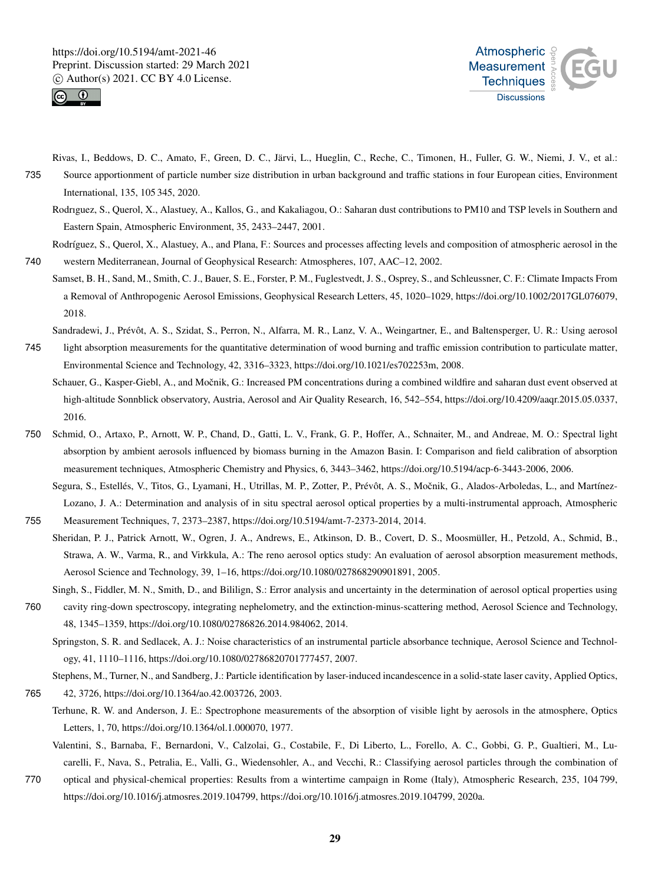Rivas, I., Beddows, D. C., Amato, F., Green, D. C., Järvi, L., Hueglin, C., Reche, C., Timonen, H., Fuller, G. W., Niemi, J. V., et al.: Source apportionment of particle number size distribution in urban background and traffic stations in four European cities, Environment International, 135, 105 345, 2020.

Rodrıguez, S., Querol, X., Alastuey, A., Kallos, G., and Kakaliagou, O.: Saharan dust contributions to PM10 and TSP levels in Southern and Eastern Spain, Atmospheric Environment, 35, 2433–2447, 2001.

Rodríguez, S., Querol, X., Alastuey, A., and Plana, F.: Sources and processes affecting levels and composition of atmospheric aerosol in the western Mediterranean, Journal of Geophysical Research: Atmospheres, 107, AAC–12, 2002.

Samset, B. H., Sand, M., Smith, C. J., Bauer, S. E., Forster, P. M., Fuglestvedt, J. S., Osprey, S., and Schleussner, C. F.: Climate Impacts From a Removal of Anthropogenic Aerosol Emissions, Geophysical Research Letters, 45, 1020–1029, https://doi.org/10.1002/2017GL076079, 2018.

Sandradewi, J., Prévôt, A. S., Szidat, S., Perron, N., Alfarra, M. R., Lanz, V. A., Weingartner, E., and Baltensperger, U. R.: Using aerosol light absorption measurements for the quantitative determination of wood burning and traffic emission contribution to particulate matter, Environmental Science and Technology, 42, 3316–3323, https://doi.org/10.1021/es702253m, 2008.

Schauer, G., Kasper-Giebl, A., and Močnik, G.: Increased PM concentrations during a combined wildfire and saharan dust event observed at high-altitude Sonnblick observatory, Austria, Aerosol and Air Quality Research, 16, 542–554, https://doi.org/10.4209/aaqr.2015.05.0337, 2016.

Schmid, O., Artaxo, P., Arnott, W. P., Chand, D., Gatti, L. V., Frank, G. P., Hoffer, A., Schnaiter, M., and Andreae, M. O.: Spectral light absorption by ambient aerosols influenced by biomass burning in the Amazon Basin. I: Comparison and field calibration of absorption measurement techniques, Atmospheric Chemistry and Physics, 6, 3443–3462, https://doi.org/10.5194/acp-6-3443-2006, 2006.

Segura, S., Estellés, V., Titos, G., Lyamani, H., Utrillas, M. P., Zotter, P., Prévôt, A. S., Močnik, G., Alados-Arboledas, L., and Martínez-Lozano, J. A.: Determination and analysis of in situ spectral aerosol optical properties by a multi-instrumental approach, Atmospheric Measurement Techniques, 7, 2373–2387, https://doi.org/10.5194/amt-7-2373-2014, 2014.

Sheridan, P. J., Patrick Arnott, W., Ogren, J. A., Andrews, E., Atkinson, D. B., Covert, D. S., Moosmüller, H., Petzold, A., Schmid, B., Strawa, A. W., Varma, R., and Virkkula, A.: The reno aerosol optics study: An evaluation of aerosol absorption measurement methods, Aerosol Science and Technology, 39, 1–16, https://doi.org/10.1080/027868290901891, 2005.

Singh, S., Fiddler, M. N., Smith, D., and Bililign, S.: Error analysis and uncertainty in the determination of aerosol optical properties using cavity ring-down spectroscopy, integrating nephelometry, and the extinction-minus-scattering method, Aerosol Science and Technology, 48, 1345–1359, https://doi.org/10.1080/02786826.2014.984062, 2014.

Springston, S. R. and Sedlacek, A. J.: Noise characteristics of an instrumental particle absorbance technique, Aerosol Science and Technology, 41, 1110–1116, https://doi.org/10.1080/02786820701777457, 2007.

Stephens, M., Turner, N., and Sandberg, J.: Particle identification by laser-induced incandescence in a solid-state laser cavity, Applied Optics, 42, 3726, https://doi.org/10.1364/ao.42.003726, 2003.

Terhune, R. W. and Anderson, J. E.: Spectrophone measurements of the absorption of visible light by aerosols in the atmosphere, Optics Letters, 1, 70, https://doi.org/10.1364/ol.1.000070, 1977.

Valentini, S., Barnaba, F., Bernardoni, V., Calzolai, G., Costabile, F., Di Liberto, L., Forello, A. C., Gobbi, G. P., Gualtieri, M., Lucarelli, F., Nava, S., Petralia, E., Valli, G., Wiedensohler, A., and Vecchi, R.: Classifying aerosol particles through the combination of optical and physical-chemical properties: Results from a wintertime campaign in Rome (Italy), Atmospheric Research, 235, 104 799, https://doi.org/10.1016/j.atmosres.2019.104799, https://doi.org/10.1016/j.atmosres.2019.104799, 2020a.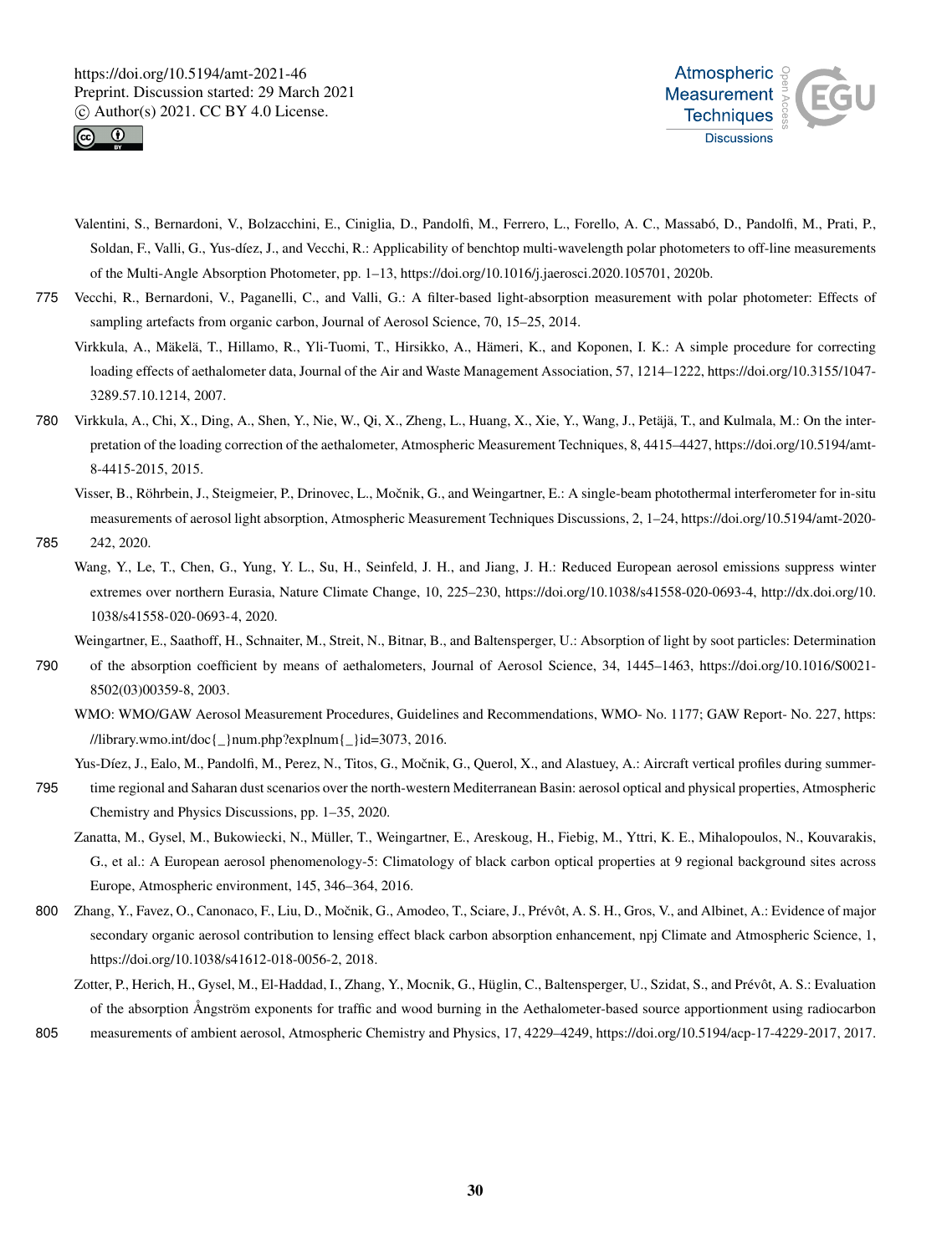Valentini, S., Bernardoni, V., Bolzacchini, E., Ciniglia, D., Pandolfi, M., Ferrero, L., Forello, A. C., Massabó, D., Pandolfi, M., Prati, P., Soldan, F., Valli, G., Yus-díez, J., and Vecchi, R.: Applicability of benchtop multi-wavelength polar photometers to off-line measurements of the Multi-Angle Absorption Photometer, pp. 1–13, https://doi.org/10.1016/j.jaerosci.2020.105701, 2020b.

Vecchi, R., Bernardoni, V., Paganelli, C., and Valli, G.: A filter-based light-absorption measurement with polar photometer: Effects of sampling artefacts from organic carbon, Journal of Aerosol Science, 70, 15–25, 2014.

Virkkula, A., Mäkelä, T., Hillamo, R., Yli-Tuomi, T., Hirsikko, A., Hämeri, K., and Koponen, I. K.: A simple procedure for correcting loading effects of aethalometer data, Journal of the Air and Waste Management Association, 57, 1214–1222, https://doi.org/10.3155/1047-3289.57.10.1214, 2007.

Virkkula, A., Chi, X., Ding, A., Shen, Y., Nie, W., Qi, X., Zheng, L., Huang, X., Xie, Y., Wang, J., Petäjä, T., and Kulmala, M.: On the interpretation of the loading correction of the aethalometer, Atmospheric Measurement Techniques, 8, 4415–4427, https://doi.org/10.5194/amt-8-4415-2015, 2015.

Visser, B., Röhrbein, J., Steigmeier, P., Drinovec, L., Močnik, G., and Weingartner, E.: A single-beam photothermal interferometer for in-situ measurements of aerosol light absorption, Atmospheric Measurement Techniques Discussions, 2, 1–24, https://doi.org/10.5194/amt-2020-242, 2020.

Wang, Y., Le, T., Chen, G., Yung, Y. L., Su, H., Seinfeld, J. H., and Jiang, J. H.: Reduced European aerosol emissions suppress winter extremes over northern Eurasia, Nature Climate Change, 10, 225–230, https://doi.org/10.1038/s41558-020-0693-4, http://dx.doi.org/10.1038/s41558-020-0693-4, 2020.

Weingartner, E., Saathoff, H., Schnaiter, M., Streit, N., Bitnar, B., and Baltensperger, U.: Absorption of light by soot particles: Determination of the absorption coefficient by means of aethalometers, Journal of Aerosol Science, 34, 1445–1463, https://doi.org/10.1016/S0021-8502(03)00359-8, 2003.

WMO: WMO/GAW Aerosol Measurement Procedures, Guidelines and Recommendations, WMO- No. 1177; GAW Report- No. 227, https://library.wmo.int/doc{_}num.php?explnum{_}id=3073, 2016.

Yus-Díez, J., Ealo, M., Pandolfi, M., Perez, N., Titos, G., Močnik, G., Querol, X., and Alastuey, A.: Aircraft vertical profiles during summertime regional and Saharan dust scenarios over the north-western Mediterranean Basin: aerosol optical and physical properties, Atmospheric Chemistry and Physics Discussions, pp. 1–35, 2020.

Zanatta, M., Gysel, M., Bukowiecki, N., Müller, T., Weingartner, E., Areskoug, H., Fiebig, M., Yttri, K. E., Mihalopoulos, N., Kouvarakis, G., et al.: A European aerosol phenomenology-5: Climatology of black carbon optical properties at 9 regional background sites across Europe, Atmospheric environment, 145, 346–364, 2016.

Zhang, Y., Favez, O., Canonaco, F., Liu, D., Močnik, G., Amodeo, T., Sciare, J., Prévôt, A. S. H., Gros, V., and Albinet, A.: Evidence of major secondary organic aerosol contribution to lensing effect black carbon absorption enhancement, npj Climate and Atmospheric Science, 1, https://doi.org/10.1038/s41612-018-0056-2, 2018.

Zotter, P., Herich, H., Gysel, M., El-Haddad, I., Zhang, Y., Mocnik, G., Hüglin, C., Baltensperger, U., Szidat, S., and Prévôt, A. S.: Evaluation of the absorption Ångström exponents for traffic and wood burning in the Aethalometer-based source apportionment using radiocarbon measurements of ambient aerosol, Atmospheric Chemistry and Physics, 17, 4229–4249, https://doi.org/10.5194/acp-17-4229-2017, 2017.